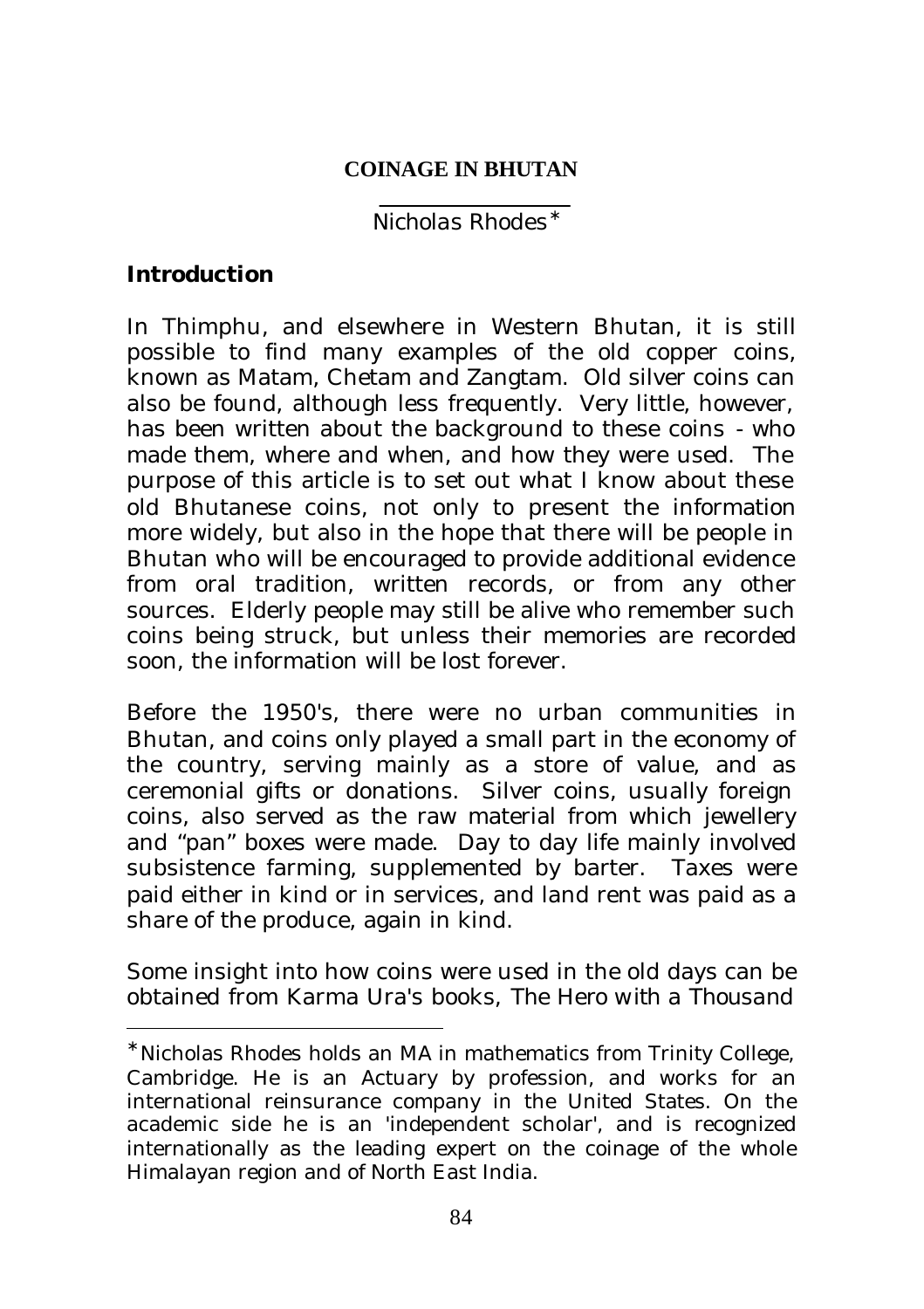# COINAGE IN BHUTAN

Nicholas Rhodes*

## Introduction

In Thimphu, and elsewhere in Western Bhutan, it is still possible to find many examples of the old copper coins, known as Matam, Chetam and Zangtam. Old silver coins can also be found, although less frequently. Very little, however, has been written about the background to these coins - who made them, where and when, and how they were used. The purpose of this article is to set out what I know about these old Bhutanese coins, not only to present the information more widely, but also in the hope that there will be people in Bhutan who will be encouraged to provide additional evidence from oral tradition, written records, or from any other sources. Elderly people may still be alive who remember such coins being struck, but unless their memories are recorded soon, the information will be lost forever.

Before the 1950's, there were no urban communities in Bhutan, and coins only played a small part in the economy of the country, serving mainly as a store of value, and as ceremonial gifts or donations. Silver coins, usually foreign coins, also served as the raw material from which jewellery and "pan" boxes were made. Day to day life mainly involved subsistence farming, supplemented by barter. Taxes were paid either in kind or in services, and land rent was paid as a share of the produce, again in kind.

Some insight into how coins were used in the old days can be obtained from Karma Ura's books, *The Hero with a Thousand*

---

*Nicholas Rhodes holds an MA in mathematics from Trinity College, Cambridge. He is an Actuary by profession, and works for an international reinsurance company in the United States. On the academic side he is an 'independent scholar', and is recognized internationally as the leading expert on the coinage of the whole Himalayan region and of North East India.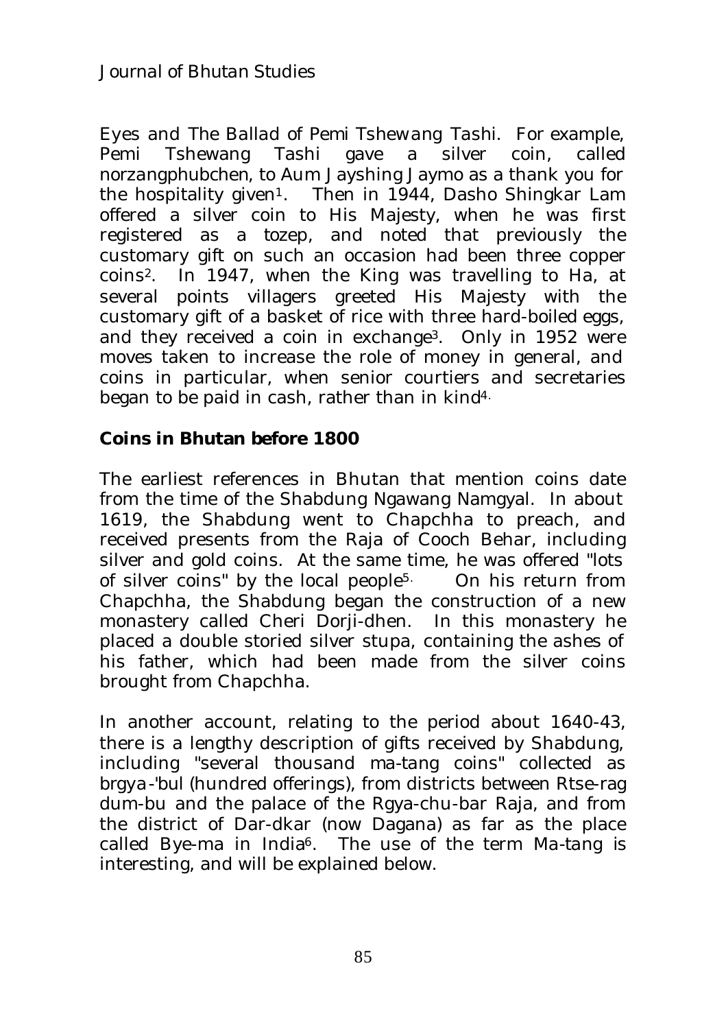Eyes and The Ballad of Pemi Tshewang Tashi. For example, Pemi Tshewang Tashi gave a silver coin, called norzangphubchen, to Aum Jayshing Jaymo as a thank you for the hospitality given[1]. Then in 1944, Dasho Shingkar Lam offered a silver coin to His Majesty, when he was first registered as a tozep, and noted that previously the customary gift on such an occasion had been three copper coins[2]. In 1947, when the King was travelling to Ha, at several points villagers greeted His Majesty with the customary gift of a basket of rice with three hard-boiled eggs, and they received a coin in exchange[3]. Only in 1952 were moves taken to increase the role of money in general, and coins in particular, when senior courtiers and secretaries began to be paid in cash, rather than in kind[4].

## Coins in Bhutan before 1800

The earliest references in Bhutan that mention coins date from the time of the Shabdung Ngawang Namgyal. In about 1619, the Shabdung went to Chapchha to preach, and received presents from the Raja of Cooch Behar, including silver and gold coins. At the same time, he was offered "lots of silver coins" by the local people[5]. On his return from Chapchha, the Shabdung began the construction of a new monastery called Cheri Dorji-dhen. In this monastery he placed a double storied silver stupa, containing the ashes of his father, which had been made from the silver coins brought from Chapchha.

In another account, relating to the period about 1640-43, there is a lengthy description of gifts received by Shabdung, including "several thousand ma-tang coins" collected as brgya-'bul (hundred offerings), from districts between Rtse-rag dum-bu and the palace of the Rgya-chu-bar Raja, and from the district of Dar-dkar (now Dagana) as far as the place called Bye-ma in India[6]. The use of the term Ma-tang is interesting, and will be explained below.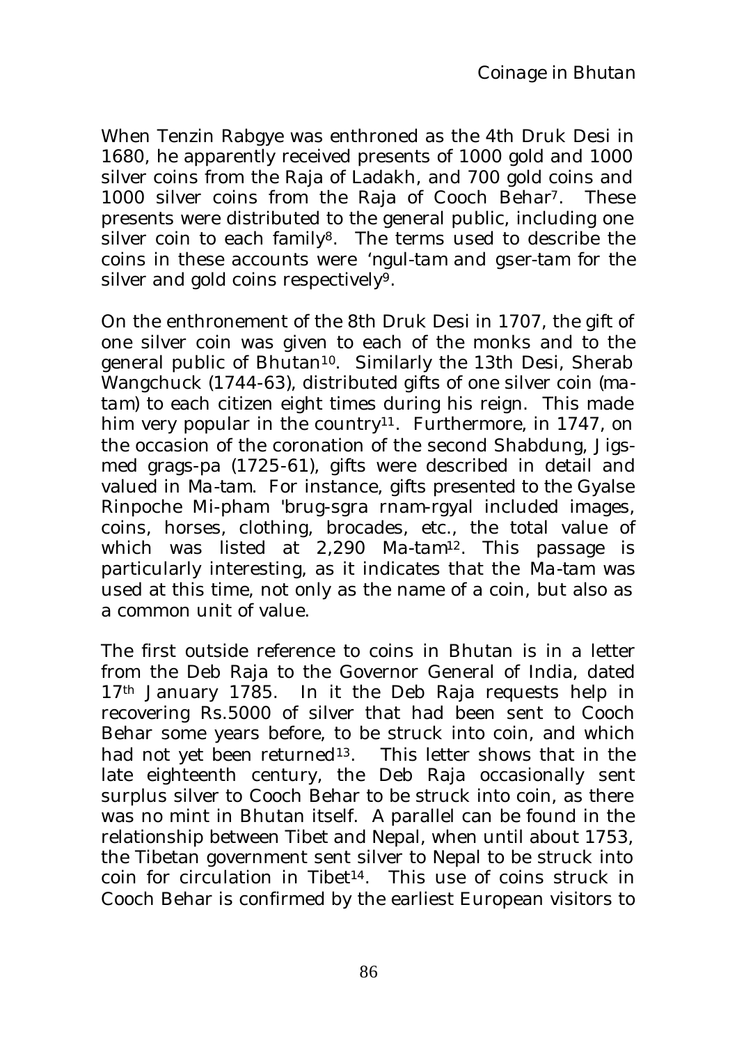When Tenzin Rabgye was enthroned as the 4th Druk Desi in 1680, he apparently received presents of 1000 gold and 1000 silver coins from the Raja of Ladakh, and 700 gold coins and 1000 silver coins from the Raja of Cooch Behar[7]. These presents were distributed to the general public, including one silver coin to each family[8]. The terms used to describe the coins in these accounts were *'ngul-tam* and *gser-tam* for the silver and gold coins respectively[9].

On the enthronement of the 8th Druk Desi in 1707, the gift of one silver coin was given to each of the monks and to the general public of Bhutan[10]. Similarly the 13th Desi, Sherab Wangchuck (1744-63), distributed gifts of one silver coin (*ma-tam*) to each citizen eight times during his reign. This made him very popular in the country[11]. Furthermore, in 1747, on the occasion of the coronation of the second Shabdung, Jigs-med grags-pa (1725-61), gifts were described in detail and valued in Ma-tam. For instance, gifts presented to the Gyalse Rinpoche Mi-pham 'brug-sgra rnam-rgyal included images, coins, horses, clothing, brocades, etc., the total value of which was listed at 2,290 Ma-tam[12]. This passage is particularly interesting, as it indicates that the Ma-tam was used at this time, not only as the name of a coin, but also as a common unit of value.

The first outside reference to coins in Bhutan is in a letter from the Deb Raja to the Governor General of India, dated 17th January 1785. In it the Deb Raja requests help in recovering Rs.5000 of silver that had been sent to Cooch Behar some years before, to be struck into coin, and which had not yet been returned[13]. This letter shows that in the late eighteenth century, the Deb Raja occasionally sent surplus silver to Cooch Behar to be struck into coin, as there was no mint in Bhutan itself. A parallel can be found in the relationship between Tibet and Nepal, when until about 1753, the Tibetan government sent silver to Nepal to be struck into coin for circulation in Tibet[14]. This use of coins struck in Cooch Behar is confirmed by the earliest European visitors to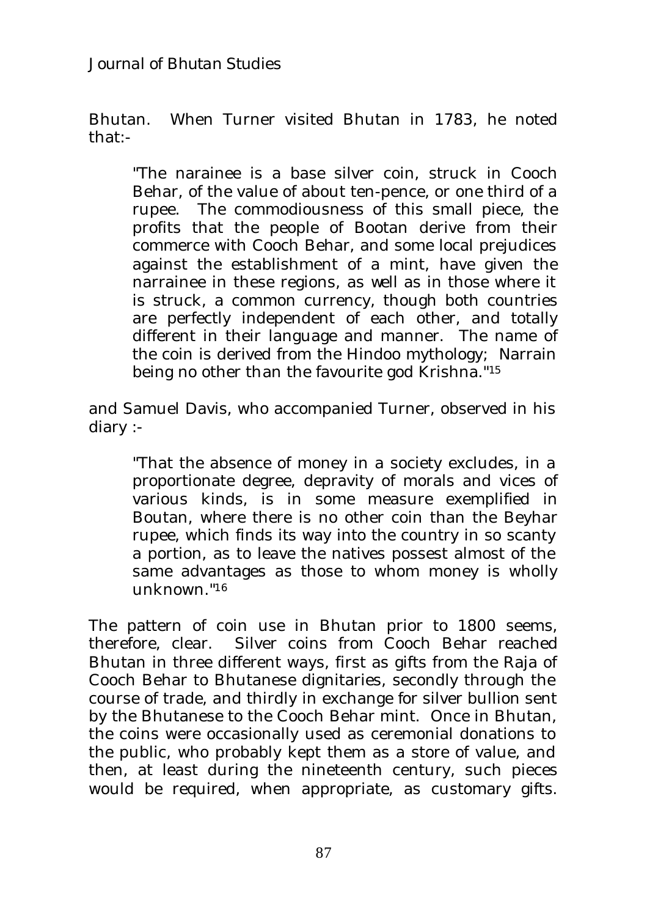Bhutan. When Turner visited Bhutan in 1783, he noted that:-

> "The narainee is a base silver coin, struck in Cooch Behar, of the value of about ten-pence, or one third of a rupee. The commodiousness of this small piece, the profits that the people of Bootan derive from their commerce with Cooch Behar, and some local prejudices against the establishment of a mint, have given the narrainee in these regions, as well as in those where it is struck, a common currency, though both countries are perfectly independent of each other, and totally different in their language and manner. The name of the coin is derived from the Hindoo mythology; Narrain being no other than the favourite god Krishna."[15]

and Samuel Davis, who accompanied Turner, observed in his diary :-

> "That the absence of money in a society excludes, in a proportionate degree, depravity of morals and vices of various kinds, is in some measure exemplified in Boutan, where there is no other coin than the Beyhar rupee, which finds its way into the country in so scanty a portion, as to leave the natives possest almost of the same advantages as those to whom money is wholly unknown."[16]

The pattern of coin use in Bhutan prior to 1800 seems, therefore, clear. Silver coins from Cooch Behar reached Bhutan in three different ways, first as gifts from the Raja of Cooch Behar to Bhutanese dignitaries, secondly through the course of trade, and thirdly in exchange for silver bullion sent by the Bhutanese to the Cooch Behar mint. Once in Bhutan, the coins were occasionally used as ceremonial donations to the public, who probably kept them as a store of value, and then, at least during the nineteenth century, such pieces would be required, when appropriate, as customary gifts.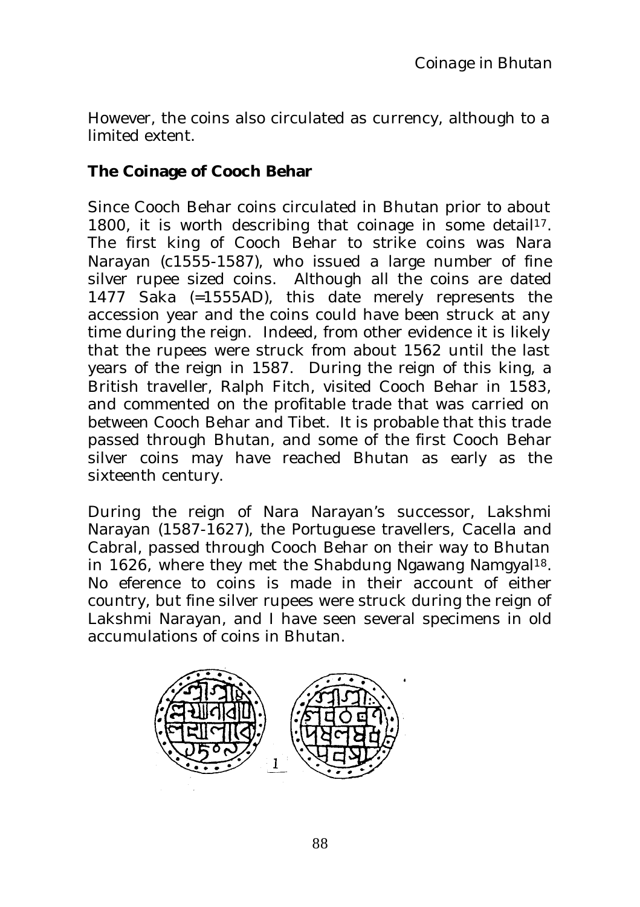However, the coins also circulated as currency, although to a limited extent.

**The Coinage of Cooch Behar**

Since Cooch Behar coins circulated in Bhutan prior to about 1800, it is worth describing that coinage in some detail[17]. The first king of Cooch Behar to strike coins was Nara Narayan (c1555-1587), who issued a large number of fine silver rupee sized coins. Although all the coins are dated 1477 Saka (=1555AD), this date merely represents the accession year and the coins could have been struck at any time during the reign. Indeed, from other evidence it is likely that the rupees were struck from about 1562 until the last years of the reign in 1587. During the reign of this king, a British traveller, Ralph Fitch, visited Cooch Behar in 1583, and commented on the profitable trade that was carried on between Cooch Behar and Tibet. It is probable that this trade passed through Bhutan, and some of the first Cooch Behar silver coins may have reached Bhutan as early as the sixteenth century.

During the reign of Nara Narayan's successor, Lakshmi Narayan (1587-1627), the Portuguese travellers, Cacella and Cabral, passed through Cooch Behar on their way to Bhutan in 1626, where they met the Shabdung Ngawang Namgyal[18]. No eference to coins is made in their account of either country, but fine silver rupees were struck during the reign of Lakshmi Narayan, and I have seen several specimens in old accumulations of coins in Bhutan.

1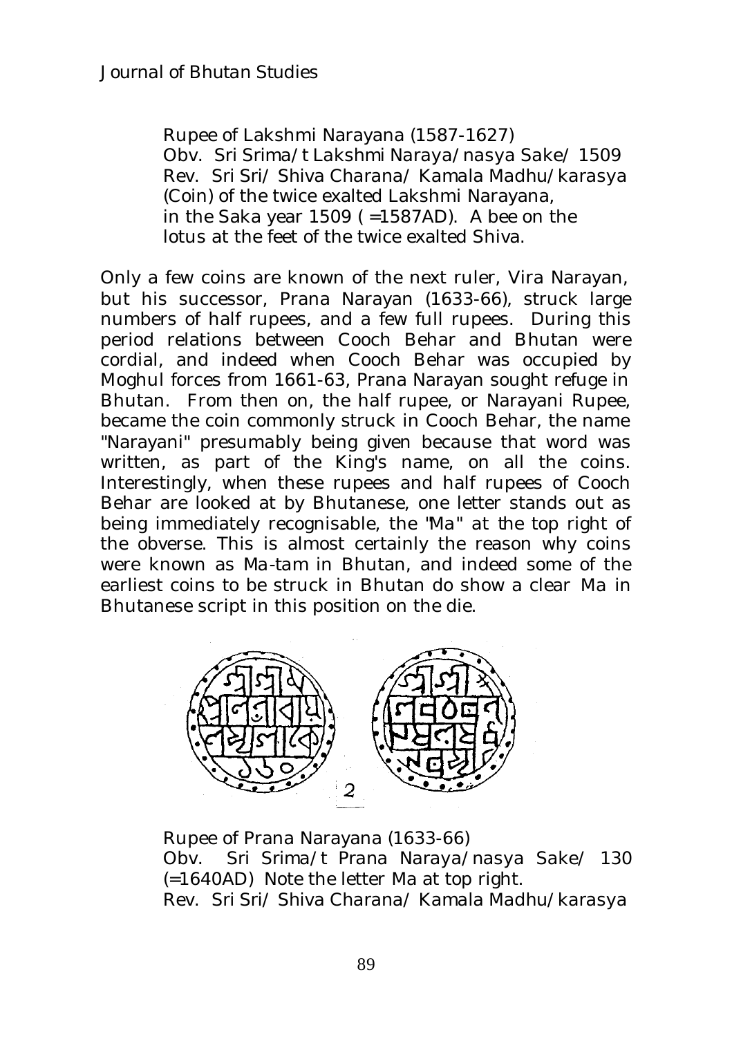Rupee of Lakshmi Narayana (1587-1627)
Obv. Sri Srima/t Lakshmi Naraya/nasya Sake/ 1509
Rev. Sri Sri/ Shiva Charana/ Kamala Madhu/karasya
(Coin) of the twice exalted Lakshmi Narayana,
in the Saka year 1509 ( =1587AD). A bee on the
lotus at the feet of the twice exalted Shiva.

Only a few coins are known of the next ruler, Vira Narayan, but his successor, Prana Narayan (1633-66), struck large numbers of half rupees, and a few full rupees. During this period relations between Cooch Behar and Bhutan were cordial, and indeed when Cooch Behar was occupied by Moghul forces from 1661-63, Prana Narayan sought refuge in Bhutan. From then on, the half rupee, or Narayani Rupee, became the coin commonly struck in Cooch Behar, the name "Narayani" presumably being given because that word was written, as part of the King's name, on all the coins. Interestingly, when these rupees and half rupees of Cooch Behar are looked at by Bhutanese, one letter stands out as being immediately recognisable, the "Ma" at the top right of the obverse. This is almost certainly the reason why coins were known as Ma-tam in Bhutan, and indeed some of the earliest coins to be struck in Bhutan do show a clear Ma in Bhutanese script in this position on the die.

2

Rupee of Prana Narayana (1633-66)
Obv. Sri Srima/t Prana Naraya/nasya Sake/ 130 (=1640AD) Note the letter Ma at top right.
Rev. Sri Sri/ Shiva Charana/ Kamala Madhu/karasya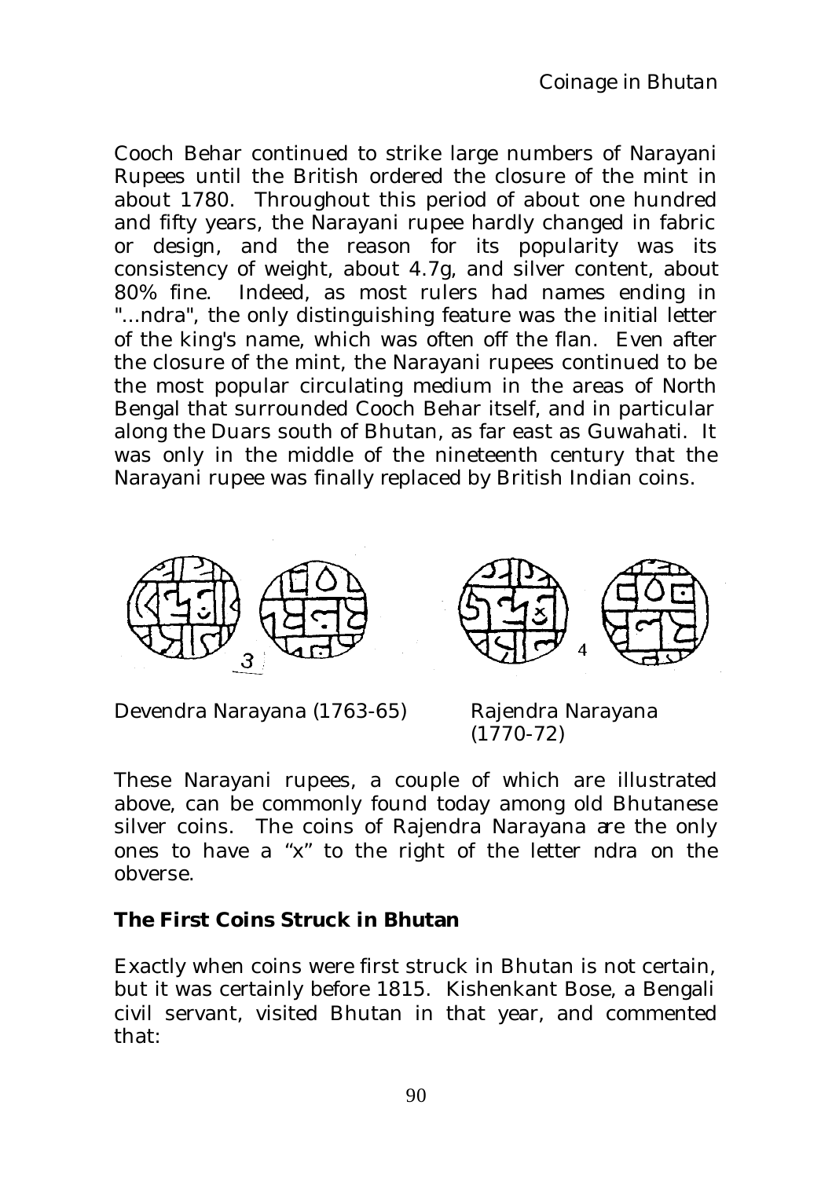Cooch Behar continued to strike large numbers of Narayani Rupees until the British ordered the closure of the mint in about 1780. Throughout this period of about one hundred and fifty years, the Narayani rupee hardly changed in fabric or design, and the reason for its popularity was its consistency of weight, about 4.7g, and silver content, about 80% fine. Indeed, as most rulers had names ending in "...ndra", the only distinguishing feature was the initial letter of the king's name, which was often off the flan. Even after the closure of the mint, the Narayani rupees continued to be the most popular circulating medium in the areas of North Bengal that surrounded Cooch Behar itself, and in particular along the Duars south of Bhutan, as far east as Guwahati. It was only in the middle of the nineteenth century that the Narayani rupee was finally replaced by British Indian coins.

3 — Devendra Narayana (1763-65)

4 — Rajendra Narayana (1770-72)

These Narayani rupees, a couple of which are illustrated above, can be commonly found today among old Bhutanese silver coins. The coins of Rajendra Narayana are the only ones to have a "x" to the right of the letter ndra on the obverse.

### The First Coins Struck in Bhutan

Exactly when coins were first struck in Bhutan is not certain, but it was certainly before 1815. Kishenkant Bose, a Bengali civil servant, visited Bhutan in that year, and commented that: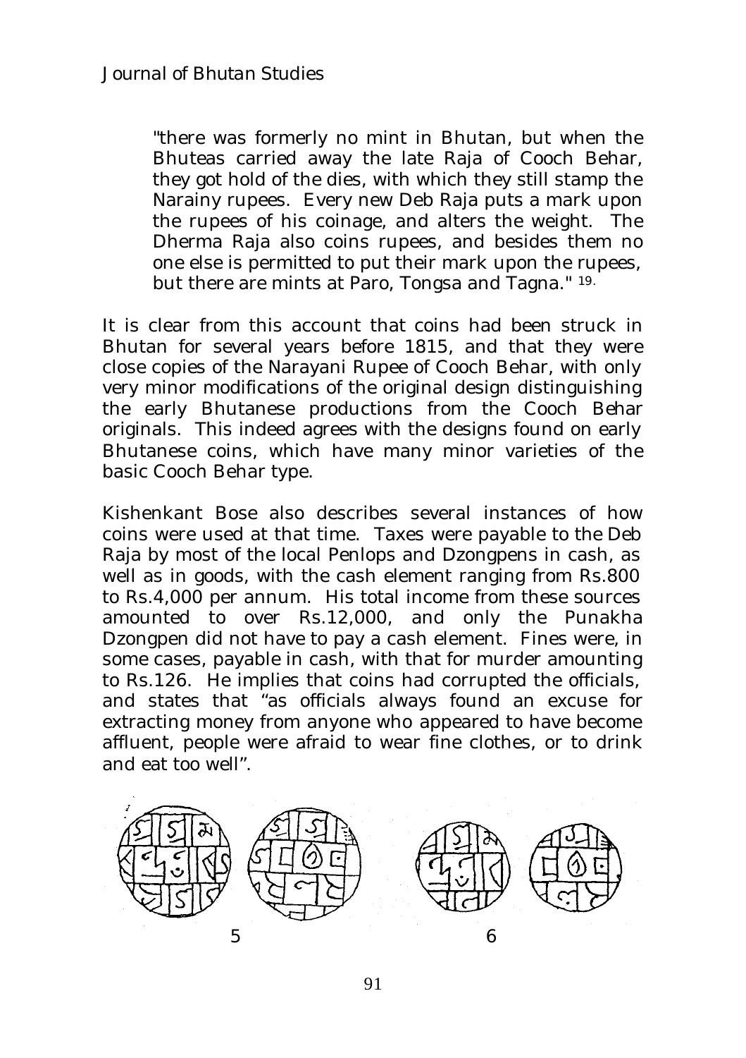> "there was formerly no mint in Bhutan, but when the Bhuteas carried away the late Raja of Cooch Behar, they got hold of the dies, with which they still stamp the Narainy rupees. Every new Deb Raja puts a mark upon the rupees of his coinage, and alters the weight. The Dherma Raja also coins rupees, and besides them no one else is permitted to put their mark upon the rupees, but there are mints at Paro, Tongsa and Tagna." [19]

It is clear from this account that coins had been struck in Bhutan for several years before 1815, and that they were close copies of the Narayani Rupee of Cooch Behar, with only very minor modifications of the original design distinguishing the early Bhutanese productions from the Cooch Behar originals. This indeed agrees with the designs found on early Bhutanese coins, which have many minor varieties of the basic Cooch Behar type.

Kishenkant Bose also describes several instances of how coins were used at that time. Taxes were payable to the Deb Raja by most of the local Penlops and Dzongpens in cash, as well as in goods, with the cash element ranging from Rs.800 to Rs.4,000 per annum. His total income from these sources amounted to over Rs.12,000, and only the Punakha Dzongpen did not have to pay a cash element. Fines were, in some cases, payable in cash, with that for murder amounting to Rs.126. He implies that coins had corrupted the officials, and states that "as officials always found an excuse for extracting money from anyone who appeared to have become affluent, people were afraid to wear fine clothes, or to drink and eat too well".

5

6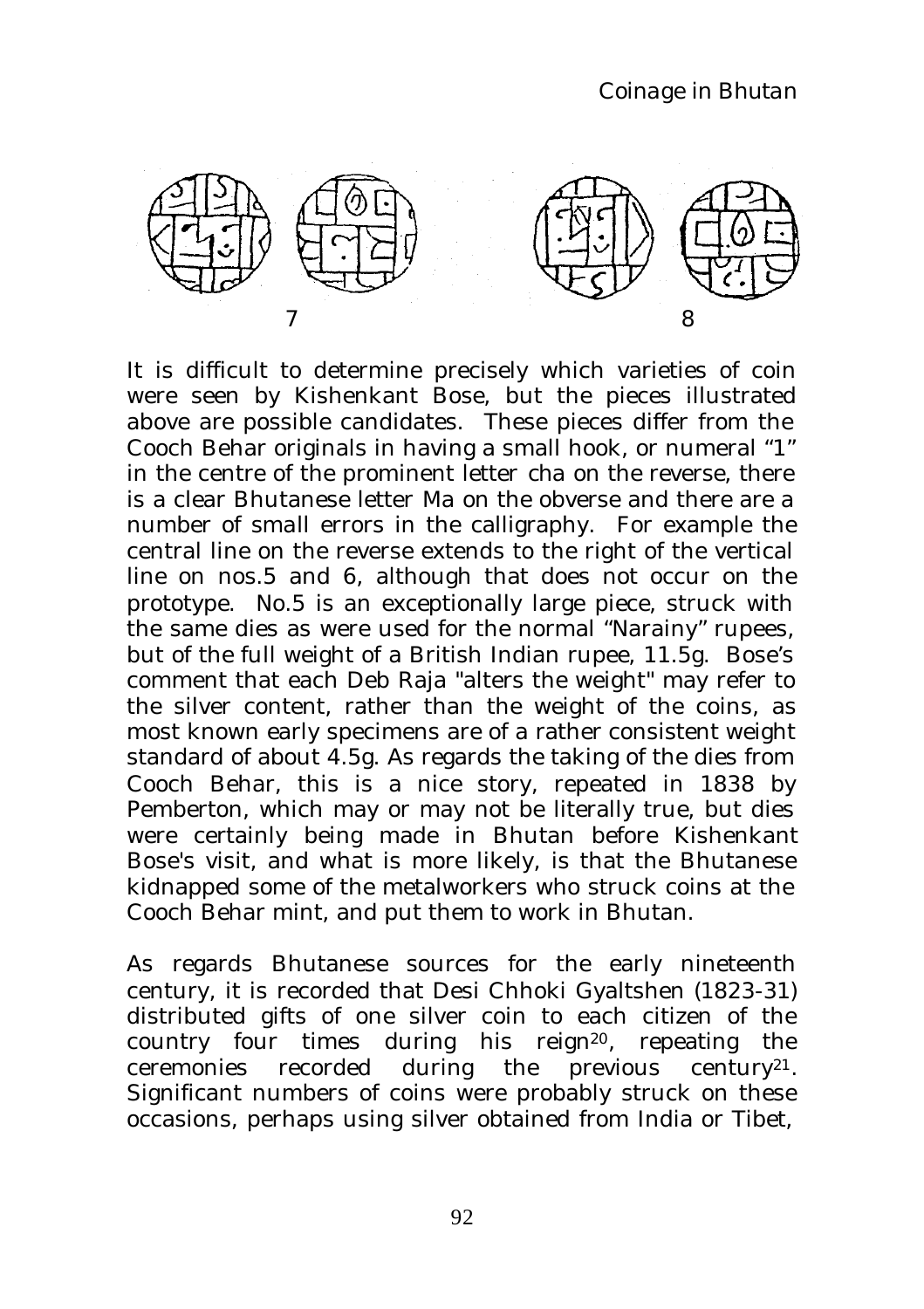7 8

It is difficult to determine precisely which varieties of coin were seen by Kishenkant Bose, but the pieces illustrated above are possible candidates. These pieces differ from the Cooch Behar originals in having a small hook, or numeral "1" in the centre of the prominent letter cha on the reverse, there is a clear Bhutanese letter Ma on the obverse and there are a number of small errors in the calligraphy. For example the central line on the reverse extends to the right of the vertical line on nos.5 and 6, although that does not occur on the prototype. No.5 is an exceptionally large piece, struck with the same dies as were used for the normal "Narainy" rupees, but of the full weight of a British Indian rupee, 11.5g. Bose's comment that each Deb Raja "alters the weight" may refer to the silver content, rather than the weight of the coins, as most known early specimens are of a rather consistent weight standard of about 4.5g. As regards the taking of the dies from Cooch Behar, this is a nice story, repeated in 1838 by Pemberton, which may or may not be literally true, but dies were certainly being made in Bhutan before Kishenkant Bose's visit, and what is more likely, is that the Bhutanese kidnapped some of the metalworkers who struck coins at the Cooch Behar mint, and put them to work in Bhutan.

As regards Bhutanese sources for the early nineteenth century, it is recorded that Desi Chhoki Gyaltshen (1823-31) distributed gifts of one silver coin to each citizen of the country four times during his reign[20], repeating the ceremonies recorded during the previous century[21]. Significant numbers of coins were probably struck on these occasions, perhaps using silver obtained from India or Tibet,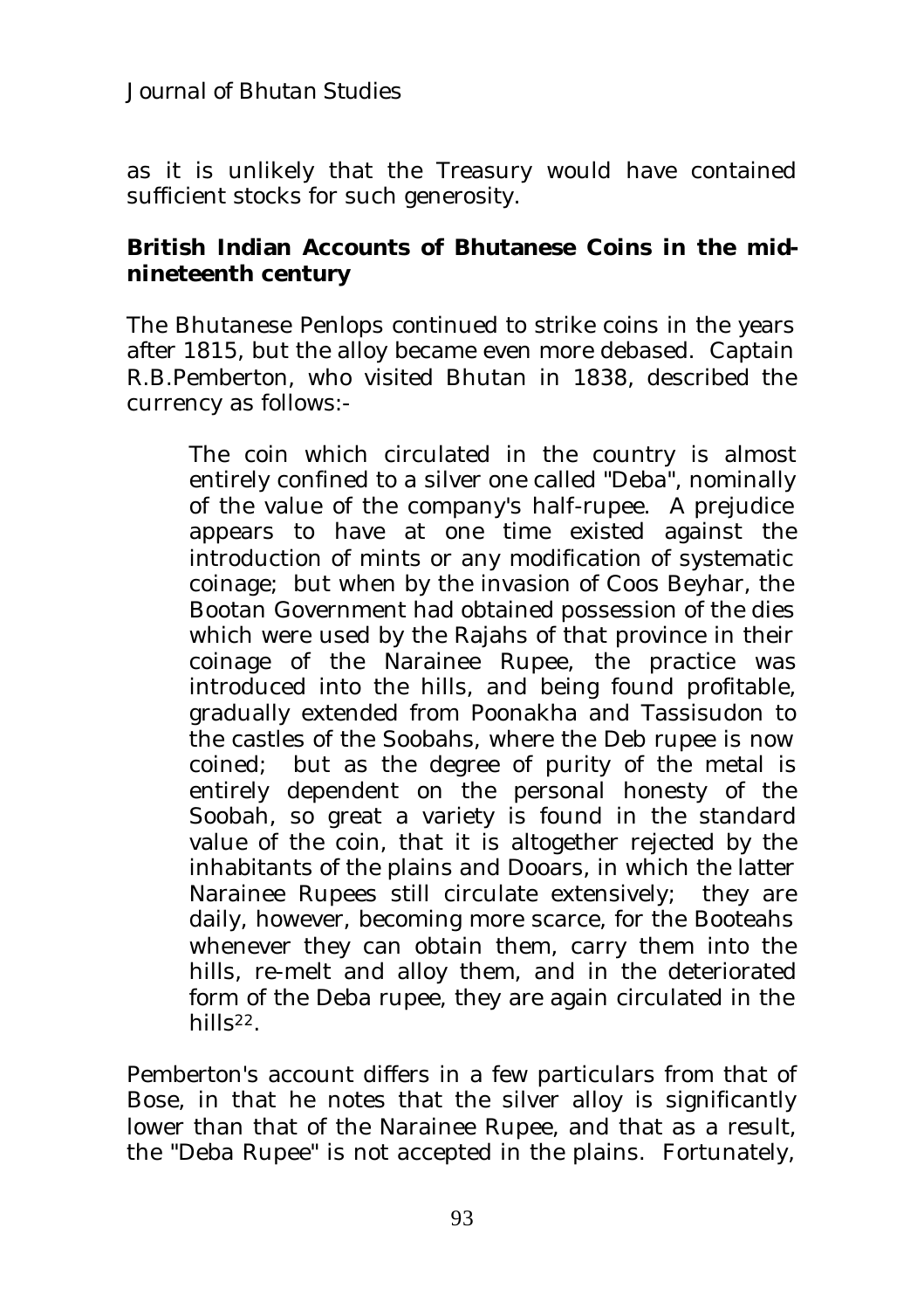as it is unlikely that the Treasury would have contained sufficient stocks for such generosity.

## British Indian Accounts of Bhutanese Coins in the mid-nineteenth century

The Bhutanese Penlops continued to strike coins in the years after 1815, but the alloy became even more debased. Captain R.B.Pemberton, who visited Bhutan in 1838, described the currency as follows:-

> The coin which circulated in the country is almost entirely confined to a silver one called "Deba", nominally of the value of the company's half-rupee. A prejudice appears to have at one time existed against the introduction of mints or any modification of systematic coinage; but when by the invasion of Coos Beyhar, the Bootan Government had obtained possession of the dies which were used by the Rajahs of that province in their coinage of the Narainee Rupee, the practice was introduced into the hills, and being found profitable, gradually extended from Poonakha and Tassisudon to the castles of the Soobahs, where the Deb rupee is now coined; but as the degree of purity of the metal is entirely dependent on the personal honesty of the Soobah, so great a variety is found in the standard value of the coin, that it is altogether rejected by the inhabitants of the plains and Dooars, in which the latter Narainee Rupees still circulate extensively; they are daily, however, becoming more scarce, for the Booteahs whenever they can obtain them, carry them into the hills, re-melt and alloy them, and in the deteriorated form of the Deba rupee, they are again circulated in the hills[22].

Pemberton's account differs in a few particulars from that of Bose, in that he notes that the silver alloy is significantly lower than that of the Narainee Rupee, and that as a result, the "Deba Rupee" is not accepted in the plains. Fortunately,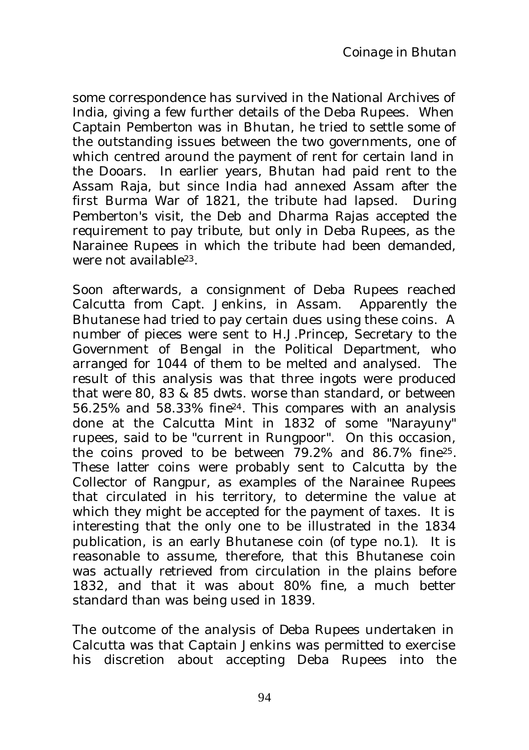some correspondence has survived in the National Archives of India, giving a few further details of the Deba Rupees. When Captain Pemberton was in Bhutan, he tried to settle some of the outstanding issues between the two governments, one of which centred around the payment of rent for certain land in the Dooars. In earlier years, Bhutan had paid rent to the Assam Raja, but since India had annexed Assam after the first Burma War of 1821, the tribute had lapsed. During Pemberton's visit, the Deb and Dharma Rajas accepted the requirement to pay tribute, but only in Deba Rupees, as the Narainee Rupees in which the tribute had been demanded, were not available[23].

Soon afterwards, a consignment of Deba Rupees reached Calcutta from Capt. Jenkins, in Assam. Apparently the Bhutanese had tried to pay certain dues using these coins. A number of pieces were sent to H.J.Princep, Secretary to the Government of Bengal in the Political Department, who arranged for 1044 of them to be melted and analysed. The result of this analysis was that three ingots were produced that were 80, 83 & 85 dwts. worse than standard, or between 56.25% and 58.33% fine[24]. This compares with an analysis done at the Calcutta Mint in 1832 of some "Narayuny" rupees, said to be "current in Rungpoor". On this occasion, the coins proved to be between 79.2% and 86.7% fine[25]. These latter coins were probably sent to Calcutta by the Collector of Rangpur, as examples of the Narainee Rupees that circulated in his territory, to determine the value at which they might be accepted for the payment of taxes. It is interesting that the only one to be illustrated in the 1834 publication, is an early Bhutanese coin (of type no.1). It is reasonable to assume, therefore, that this Bhutanese coin was actually retrieved from circulation in the plains before 1832, and that it was about 80% fine, a much better standard than was being used in 1839.

The outcome of the analysis of Deba Rupees undertaken in Calcutta was that Captain Jenkins was permitted to exercise his discretion about accepting Deba Rupees into the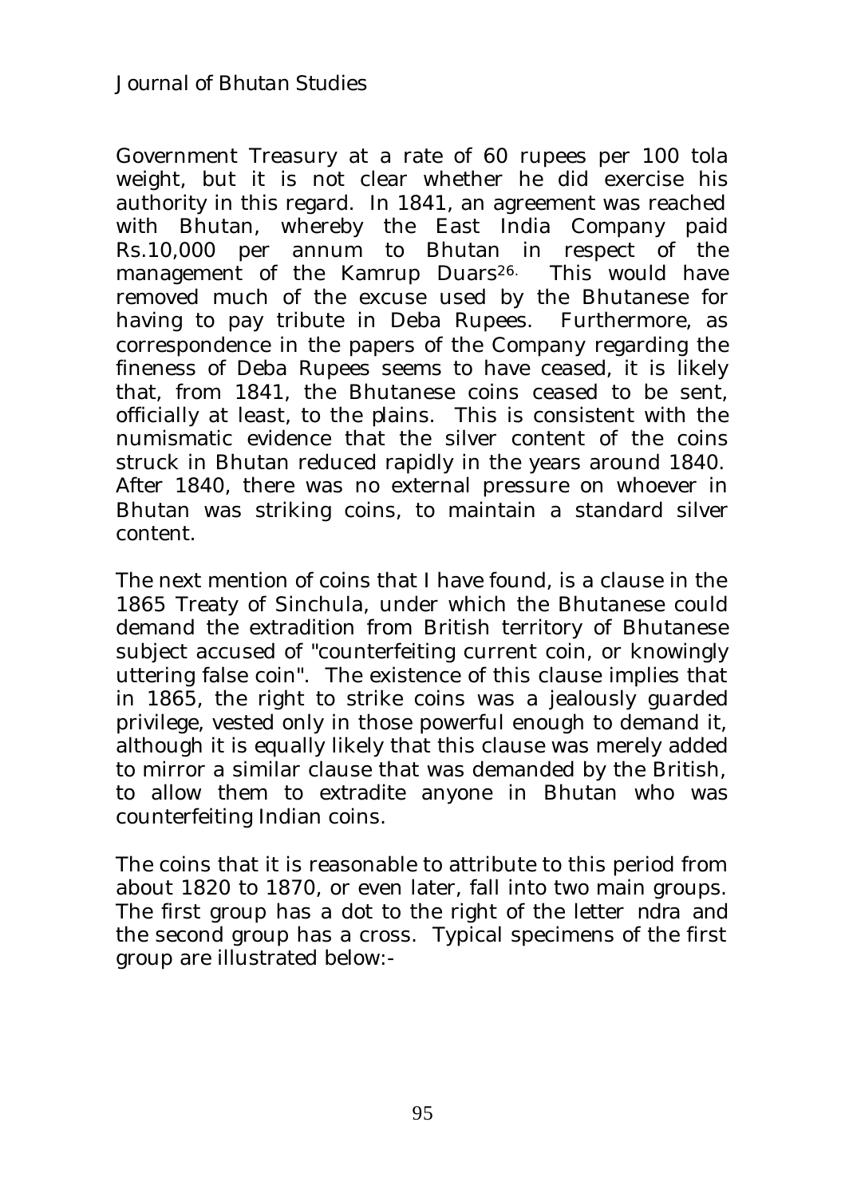Government Treasury at a rate of 60 rupees per 100 tola weight, but it is not clear whether he did exercise his authority in this regard. In 1841, an agreement was reached with Bhutan, whereby the East India Company paid Rs.10,000 per annum to Bhutan in respect of the management of the Kamrup Duars[26]. This would have removed much of the excuse used by the Bhutanese for having to pay tribute in Deba Rupees. Furthermore, as correspondence in the papers of the Company regarding the fineness of Deba Rupees seems to have ceased, it is likely that, from 1841, the Bhutanese coins ceased to be sent, officially at least, to the plains. This is consistent with the numismatic evidence that the silver content of the coins struck in Bhutan reduced rapidly in the years around 1840. After 1840, there was no external pressure on whoever in Bhutan was striking coins, to maintain a standard silver content.

The next mention of coins that I have found, is a clause in the 1865 Treaty of Sinchula, under which the Bhutanese could demand the extradition from British territory of Bhutanese subject accused of "counterfeiting current coin, or knowingly uttering false coin". The existence of this clause implies that in 1865, the right to strike coins was a jealously guarded privilege, vested only in those powerful enough to demand it, although it is equally likely that this clause was merely added to mirror a similar clause that was demanded by the British, to allow them to extradite anyone in Bhutan who was counterfeiting Indian coins.

The coins that it is reasonable to attribute to this period from about 1820 to 1870, or even later, fall into two main groups. The first group has a dot to the right of the letter *ndra* and the second group has a cross. Typical specimens of the first group are illustrated below:-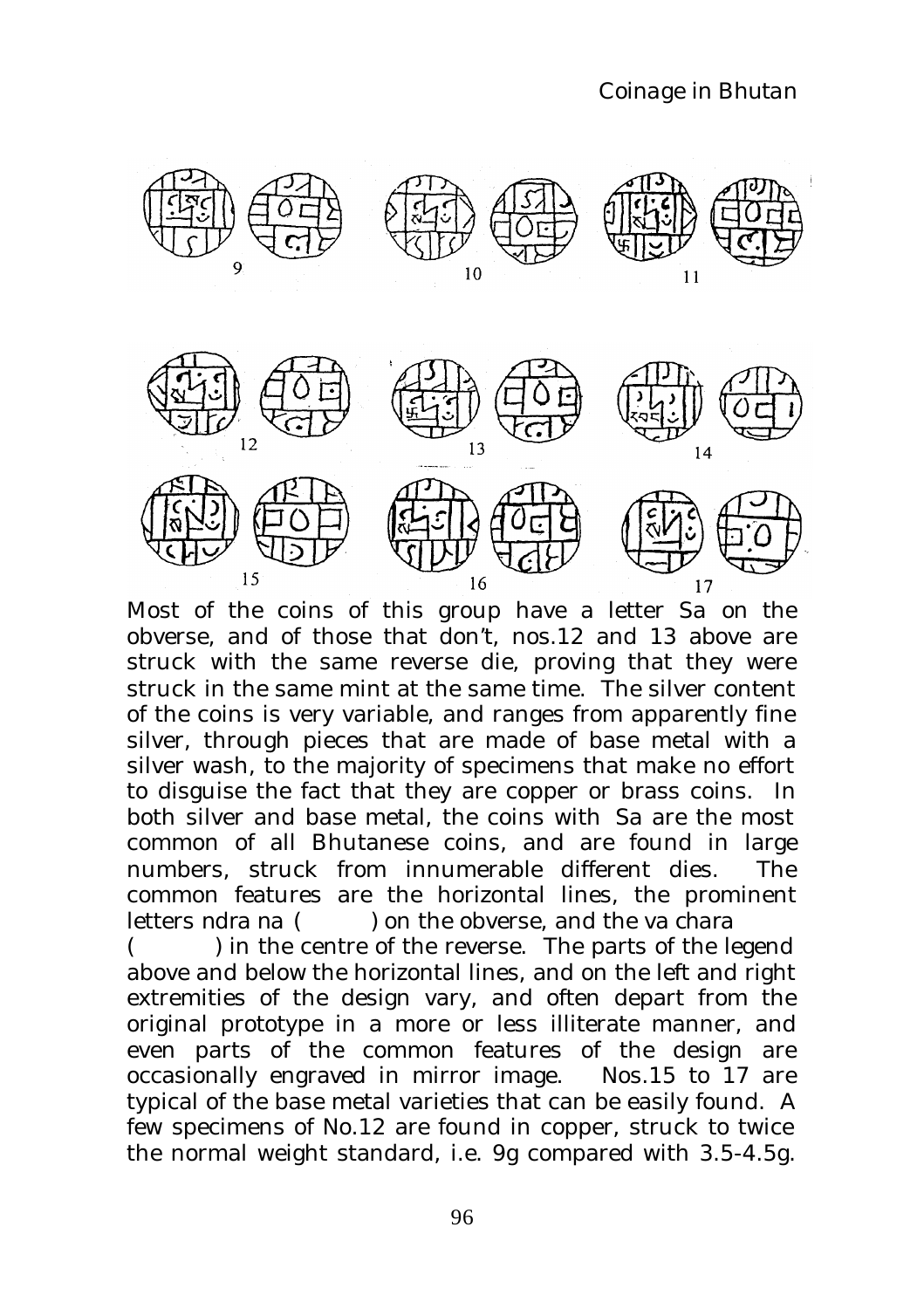9 10 11

12 13 14

15 16 17

Most of the coins of this group have a letter Sa on the obverse, and of those that don't, nos.12 and 13 above are struck with the same reverse die, proving that they were struck in the same mint at the same time. The silver content of the coins is very variable, and ranges from apparently fine silver, through pieces that are made of base metal with a silver wash, to the majority of specimens that make no effort to disguise the fact that they are copper or brass coins. In both silver and base metal, the coins with Sa are the most common of all Bhutanese coins, and are found in large numbers, struck from innumerable different dies. The common features are the horizontal lines, the prominent letters ndra na ( ) on the obverse, and the va chara ( ) in the centre of the reverse. The parts of the legend above and below the horizontal lines, and on the left and right extremities of the design vary, and often depart from the original prototype in a more or less illiterate manner, and even parts of the common features of the design are occasionally engraved in mirror image. Nos.15 to 17 are typical of the base metal varieties that can be easily found. A few specimens of No.12 are found in copper, struck to twice the normal weight standard, i.e. 9g compared with 3.5-4.5g.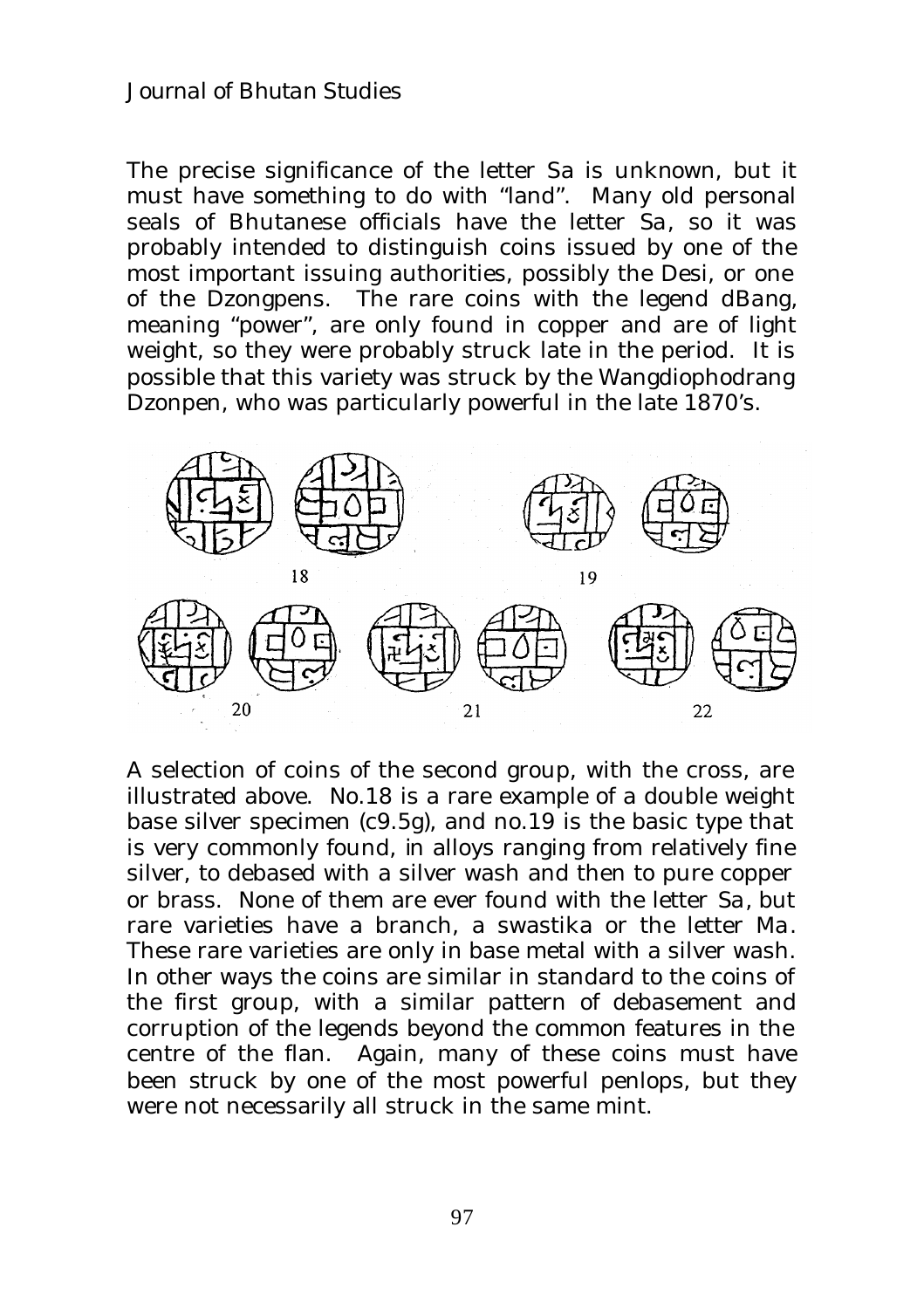The precise significance of the letter Sa is unknown, but it must have something to do with "land". Many old personal seals of Bhutanese officials have the letter Sa, so it was probably intended to distinguish coins issued by one of the most important issuing authorities, possibly the Desi, or one of the Dzongpens. The rare coins with the legend dBang, meaning "power", are only found in copper and are of light weight, so they were probably struck late in the period. It is possible that this variety was struck by the Wangdiophodrang Dzonpen, who was particularly powerful in the late 1870's.

18 19

20 21 22

A selection of coins of the second group, with the cross, are illustrated above. No.18 is a rare example of a double weight base silver specimen (c9.5g), and no.19 is the basic type that is very commonly found, in alloys ranging from relatively fine silver, to debased with a silver wash and then to pure copper or brass. None of them are ever found with the letter Sa, but rare varieties have a branch, a swastika or the letter Ma. These rare varieties are only in base metal with a silver wash. In other ways the coins are similar in standard to the coins of the first group, with a similar pattern of debasement and corruption of the legends beyond the common features in the centre of the flan. Again, many of these coins must have been struck by one of the most powerful penlops, but they were not necessarily all struck in the same mint.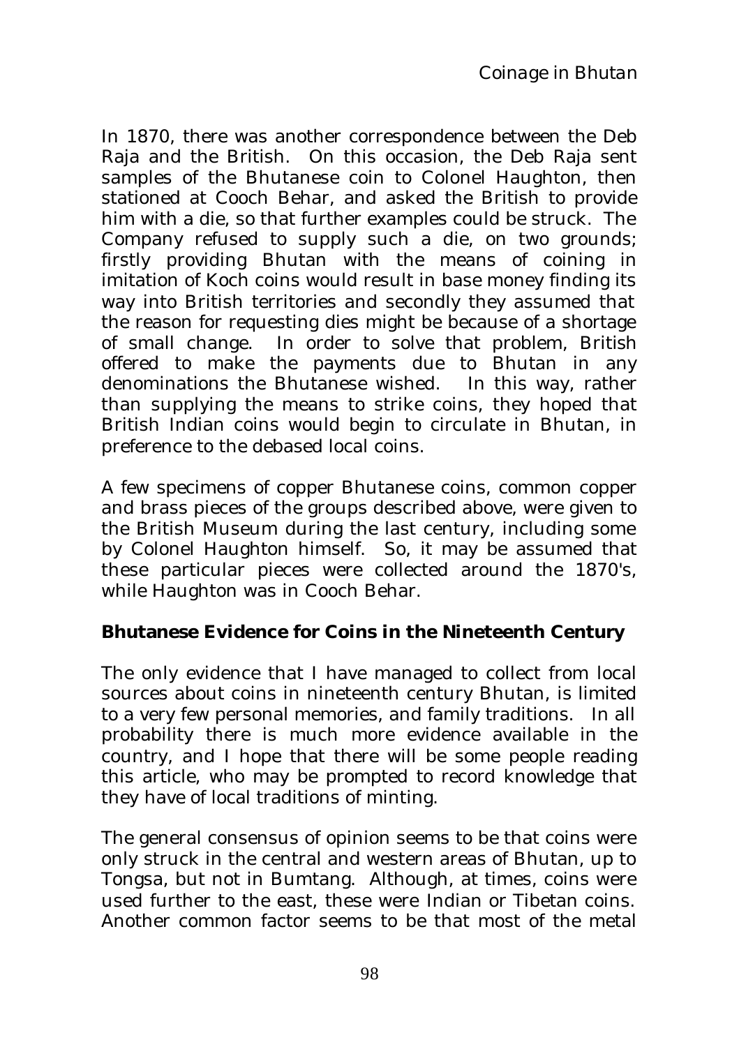In 1870, there was another correspondence between the Deb Raja and the British. On this occasion, the Deb Raja sent samples of the Bhutanese coin to Colonel Haughton, then stationed at Cooch Behar, and asked the British to provide him with a die, so that further examples could be struck. The Company refused to supply such a die, on two grounds; firstly providing Bhutan with the means of coining in imitation of Koch coins would result in base money finding its way into British territories and secondly they assumed that the reason for requesting dies might be because of a shortage of small change. In order to solve that problem, British offered to make the payments due to Bhutan in any denominations the Bhutanese wished. In this way, rather than supplying the means to strike coins, they hoped that British Indian coins would begin to circulate in Bhutan, in preference to the debased local coins.

A few specimens of copper Bhutanese coins, common copper and brass pieces of the groups described above, were given to the British Museum during the last century, including some by Colonel Haughton himself. So, it may be assumed that these particular pieces were collected around the 1870's, while Haughton was in Cooch Behar.

**Bhutanese Evidence for Coins in the Nineteenth Century**

The only evidence that I have managed to collect from local sources about coins in nineteenth century Bhutan, is limited to a very few personal memories, and family traditions. In all probability there is much more evidence available in the country, and I hope that there will be some people reading this article, who may be prompted to record knowledge that they have of local traditions of minting.

The general consensus of opinion seems to be that coins were only struck in the central and western areas of Bhutan, up to Tongsa, but not in Bumtang. Although, at times, coins were used further to the east, these were Indian or Tibetan coins. Another common factor seems to be that most of the metal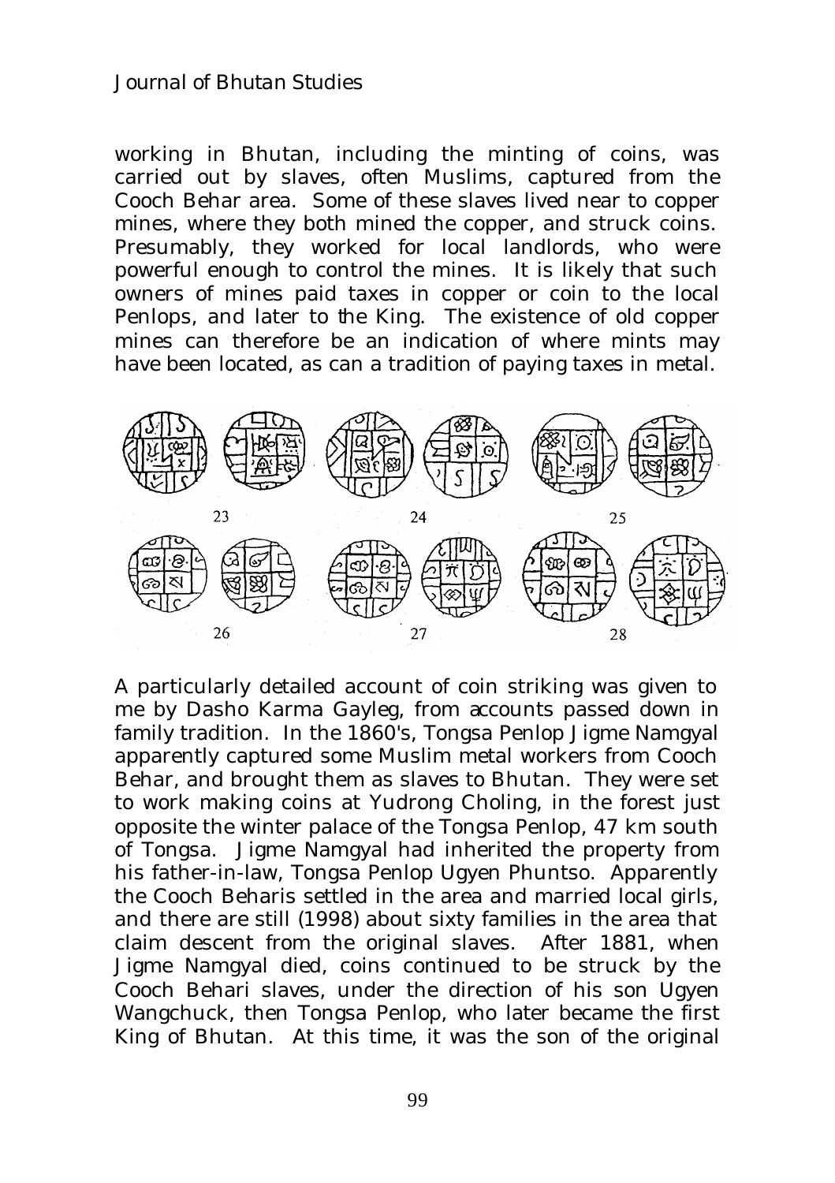working in Bhutan, including the minting of coins, was carried out by slaves, often Muslims, captured from the Cooch Behar area. Some of these slaves lived near to copper mines, where they both mined the copper, and struck coins. Presumably, they worked for local landlords, who were powerful enough to control the mines. It is likely that such owners of mines paid taxes in copper or coin to the local Penlops, and later to the King. The existence of old copper mines can therefore be an indication of where mints may have been located, as can a tradition of paying taxes in metal.

23 24 25

26 27 28

A particularly detailed account of coin striking was given to me by Dasho Karma Gayleg, from accounts passed down in family tradition. In the 1860's, Tongsa Penlop Jigme Namgyal apparently captured some Muslim metal workers from Cooch Behar, and brought them as slaves to Bhutan. They were set to work making coins at Yudrong Choling, in the forest just opposite the winter palace of the Tongsa Penlop, 47 km south of Tongsa. Jigme Namgyal had inherited the property from his father-in-law, Tongsa Penlop Ugyen Phuntso. Apparently the Cooch Beharis settled in the area and married local girls, and there are still (1998) about sixty families in the area that claim descent from the original slaves. After 1881, when Jigme Namgyal died, coins continued to be struck by the Cooch Behari slaves, under the direction of his son Ugyen Wangchuck, then Tongsa Penlop, who later became the first King of Bhutan. At this time, it was the son of the original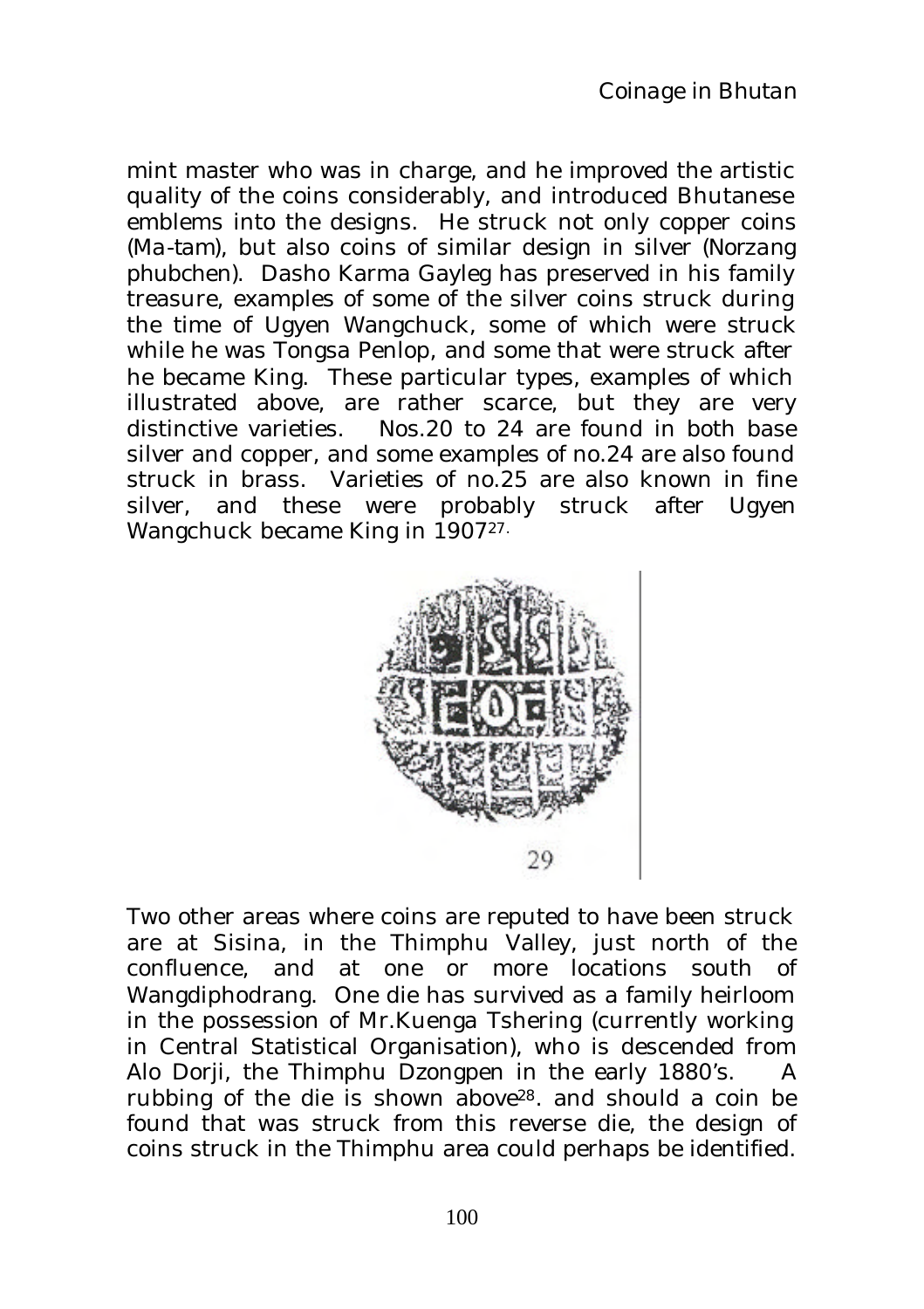mint master who was in charge, and he improved the artistic quality of the coins considerably, and introduced Bhutanese emblems into the designs. He struck not only copper coins (*Ma-tam*), but also coins of similar design in silver (*Norzang phubchen*). Dasho Karma Gayleg has preserved in his family treasure, examples of some of the silver coins struck during the time of Ugyen Wangchuck, some of which were struck while he was Tongsa Penlop, and some that were struck after he became King. These particular types, examples of which illustrated above, are rather scarce, but they are very distinctive varieties. Nos.20 to 24 are found in both base silver and copper, and some examples of no.24 are also found struck in brass. Varieties of no.25 are also known in fine silver, and these were probably struck after Ugyen Wangchuck became King in 1907[27].

29

Two other areas where coins are reputed to have been struck are at Sisina, in the Thimphu Valley, just north of the confluence, and at one or more locations south of Wangdiphodrang. One die has survived as a family heirloom in the possession of Mr.Kuenga Tshering (currently working in Central Statistical Organisation), who is descended from Alo Dorji, the Thimphu Dzongpen in the early 1880's. A rubbing of the die is shown above[28]. and should a coin be found that was struck from this reverse die, the design of coins struck in the Thimphu area could perhaps be identified.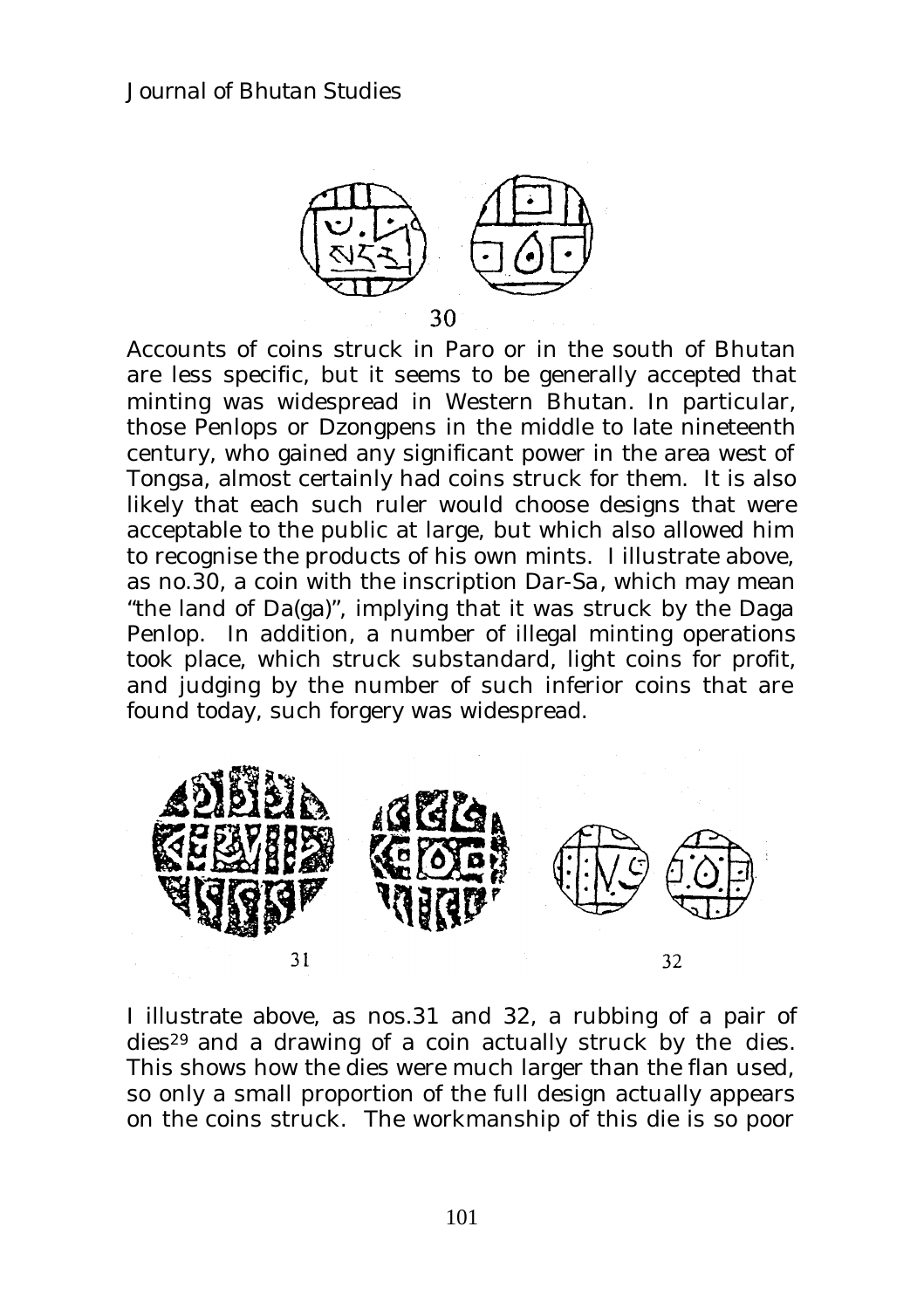30

Accounts of coins struck in Paro or in the south of Bhutan are less specific, but it seems to be generally accepted that minting was widespread in Western Bhutan. In particular, those Penlops or Dzongpens in the middle to late nineteenth century, who gained any significant power in the area west of Tongsa, almost certainly had coins struck for them. It is also likely that each such ruler would choose designs that were acceptable to the public at large, but which also allowed him to recognise the products of his own mints. I illustrate above, as no.30, a coin with the inscription Dar-Sa, which may mean "the land of Da(ga)", implying that it was struck by the Daga Penlop. In addition, a number of illegal minting operations took place, which struck substandard, light coins for profit, and judging by the number of such inferior coins that are found today, such forgery was widespread.

31 32

I illustrate above, as nos.31 and 32, a rubbing of a pair of dies[29] and a drawing of a coin actually struck by the dies. This shows how the dies were much larger than the flan used, so only a small proportion of the full design actually appears on the coins struck. The workmanship of this die is so poor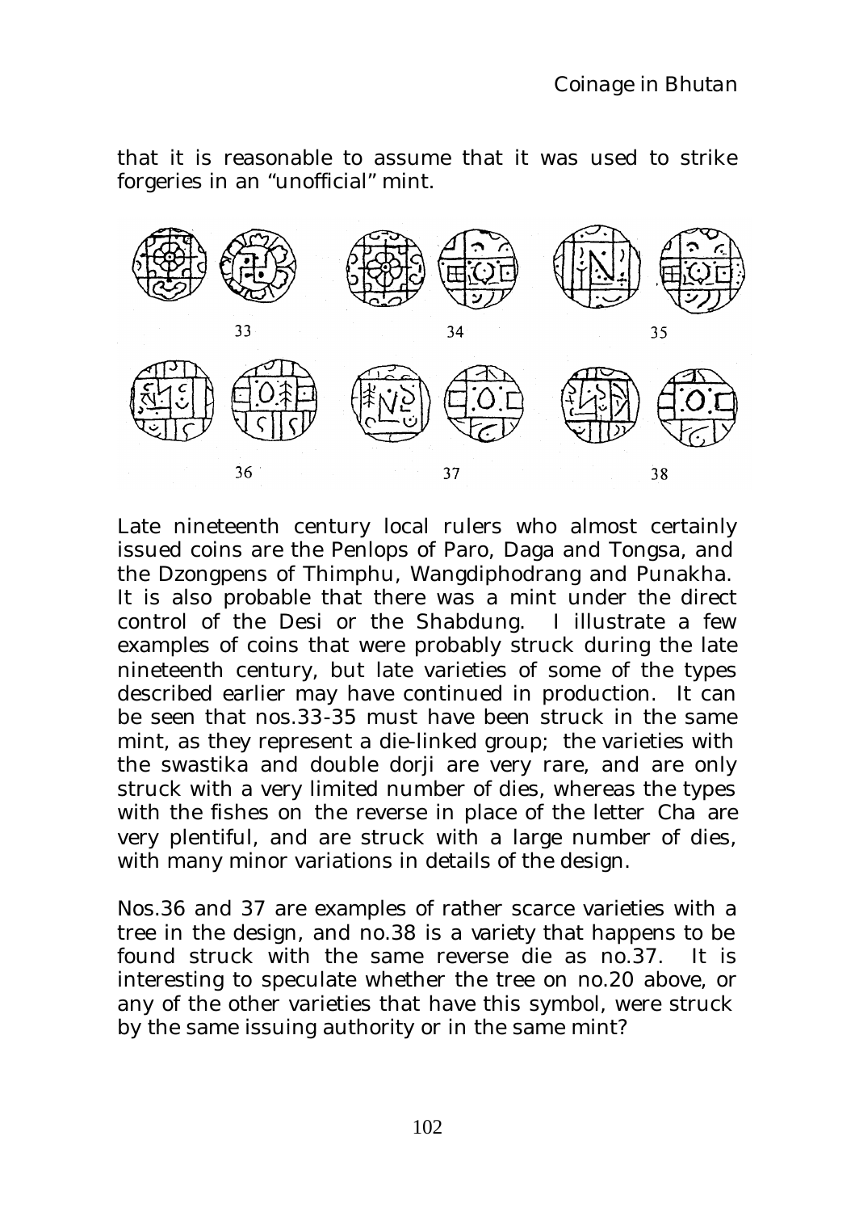that it is reasonable to assume that it was used to strike forgeries in an "unofficial" mint.

33 34 35

36 37 38

Late nineteenth century local rulers who almost certainly issued coins are the Penlops of Paro, Daga and Tongsa, and the Dzongpens of Thimphu, Wangdiphodrang and Punakha. It is also probable that there was a mint under the direct control of the Desi or the Shabdung. I illustrate a few examples of coins that were probably struck during the late nineteenth century, but late varieties of some of the types described earlier may have continued in production. It can be seen that nos.33-35 must have been struck in the same mint, as they represent a die-linked group; the varieties with the swastika and double dorji are very rare, and are only struck with a very limited number of dies, whereas the types with the fishes on the reverse in place of the letter *Cha* are very plentiful, and are struck with a large number of dies, with many minor variations in details of the design.

Nos.36 and 37 are examples of rather scarce varieties with a tree in the design, and no.38 is a variety that happens to be found struck with the same reverse die as no.37. It is interesting to speculate whether the tree on no.20 above, or any of the other varieties that have this symbol, were struck by the same issuing authority or in the same mint?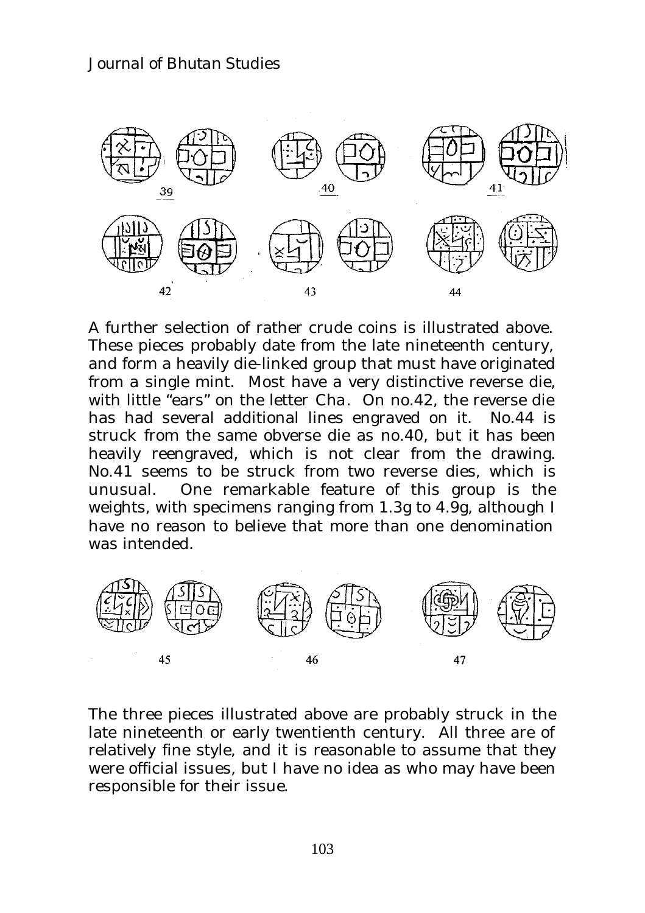39 40 41

42 43 44

A further selection of rather crude coins is illustrated above. These pieces probably date from the late nineteenth century, and form a heavily die-linked group that must have originated from a single mint. Most have a very distinctive reverse die, with little "ears" on the letter Cha. On no.42, the reverse die has had several additional lines engraved on it. No.44 is struck from the same obverse die as no.40, but it has been heavily reengraved, which is not clear from the drawing. No.41 seems to be struck from two reverse dies, which is unusual. One remarkable feature of this group is the weights, with specimens ranging from 1.3g to 4.9g, although I have no reason to believe that more than one denomination was intended.

45 46 47

The three pieces illustrated above are probably struck in the late nineteenth or early twentienth century. All three are of relatively fine style, and it is reasonable to assume that they were official issues, but I have no idea as who may have been responsible for their issue.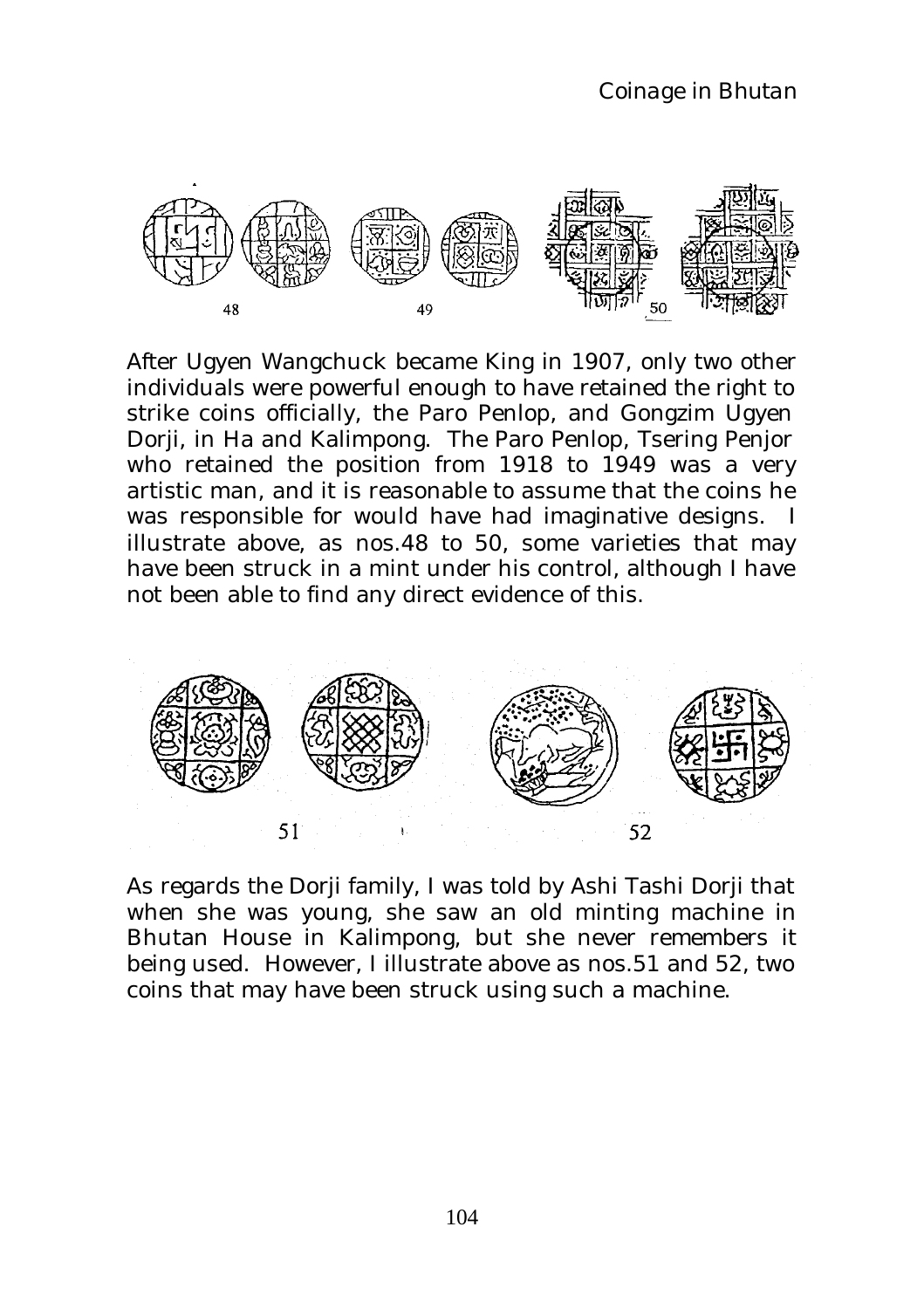48 49 50

After Ugyen Wangchuck became King in 1907, only two other individuals were powerful enough to have retained the right to strike coins officially, the Paro Penlop, and Gongzim Ugyen Dorji, in Ha and Kalimpong. The Paro Penlop, Tsering Penjor who retained the position from 1918 to 1949 was a very artistic man, and it is reasonable to assume that the coins he was responsible for would have had imaginative designs. I illustrate above, as nos.48 to 50, some varieties that may have been struck in a mint under his control, although I have not been able to find any direct evidence of this.

51 52

As regards the Dorji family, I was told by Ashi Tashi Dorji that when she was young, she saw an old minting machine in Bhutan House in Kalimpong, but she never remembers it being used. However, I illustrate above as nos.51 and 52, two coins that may have been struck using such a machine.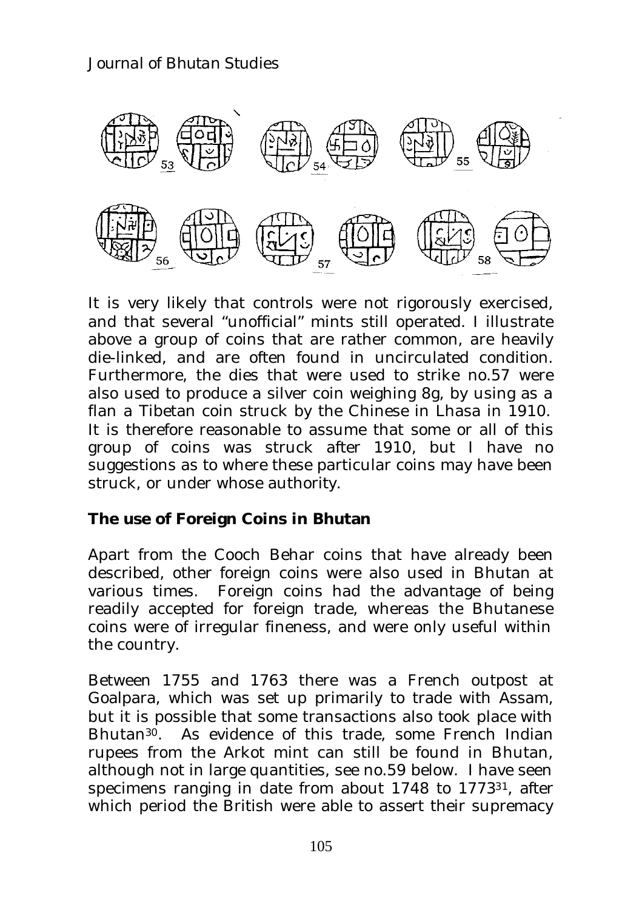It is very likely that controls were not rigorously exercised, and that several "unofficial" mints still operated. I illustrate above a group of coins that are rather common, are heavily die-linked, and are often found in uncirculated condition. Furthermore, the dies that were used to strike no.57 were also used to produce a silver coin weighing 8g, by using as a flan a Tibetan coin struck by the Chinese in Lhasa in 1910. It is therefore reasonable to assume that some or all of this group of coins was struck after 1910, but I have no suggestions as to where these particular coins may have been struck, or under whose authority.

## The use of Foreign Coins in Bhutan

Apart from the Cooch Behar coins that have already been described, other foreign coins were also used in Bhutan at various times. Foreign coins had the advantage of being readily accepted for foreign trade, whereas the Bhutanese coins were of irregular fineness, and were only useful within the country.

Between 1755 and 1763 there was a French outpost at Goalpara, which was set up primarily to trade with Assam, but it is possible that some transactions also took place with Bhutan[30]. As evidence of this trade, some French Indian rupees from the Arkot mint can still be found in Bhutan, although not in large quantities, see no.59 below. I have seen specimens ranging in date from about 1748 to 1773[31], after which period the British were able to assert their supremacy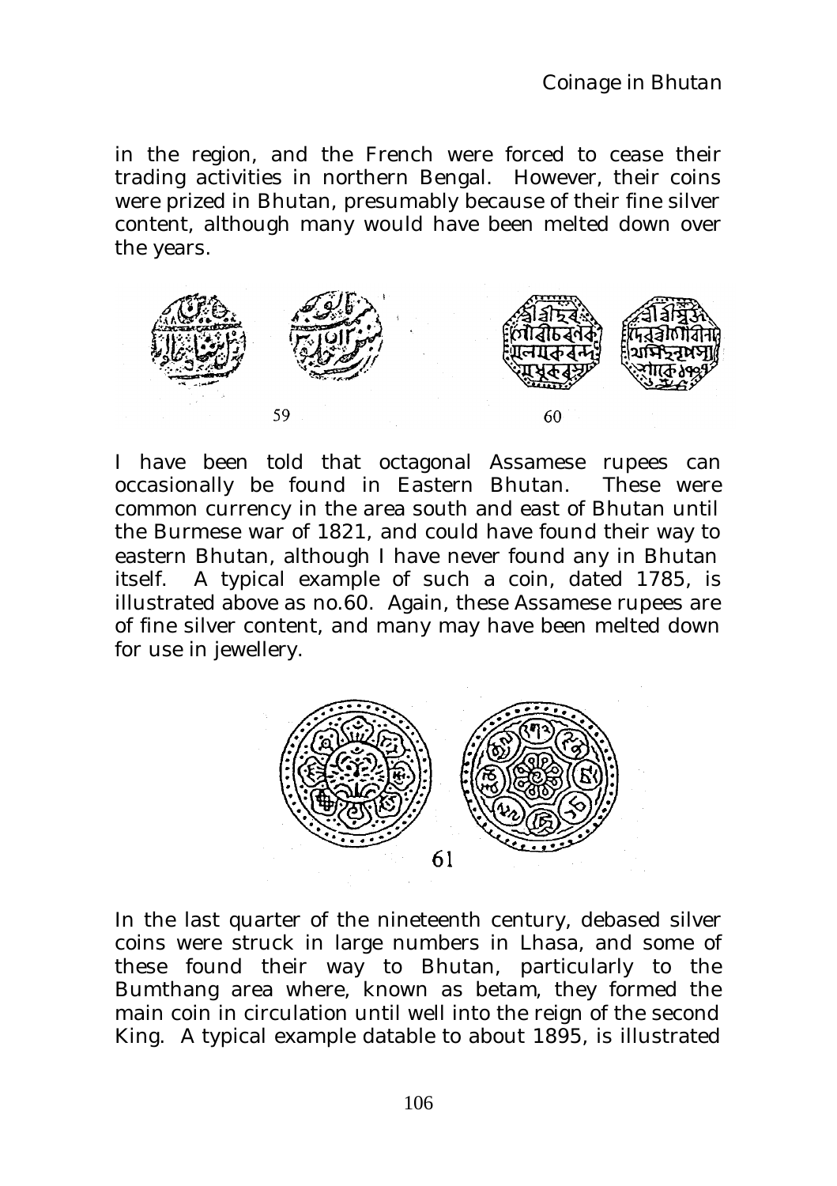in the region, and the French were forced to cease their trading activities in northern Bengal. However, their coins were prized in Bhutan, presumably because of their fine silver content, although many would have been melted down over the years.

59

60

I have been told that octagonal Assamese rupees can occasionally be found in Eastern Bhutan. These were common currency in the area south and east of Bhutan until the Burmese war of 1821, and could have found their way to eastern Bhutan, although I have never found any in Bhutan itself. A typical example of such a coin, dated 1785, is illustrated above as no.60. Again, these Assamese rupees are of fine silver content, and many may have been melted down for use in jewellery.

61

In the last quarter of the nineteenth century, debased silver coins were struck in large numbers in Lhasa, and some of these found their way to Bhutan, particularly to the Bumthang area where, known as *betam*, they formed the main coin in circulation until well into the reign of the second King. A typical example datable to about 1895, is illustrated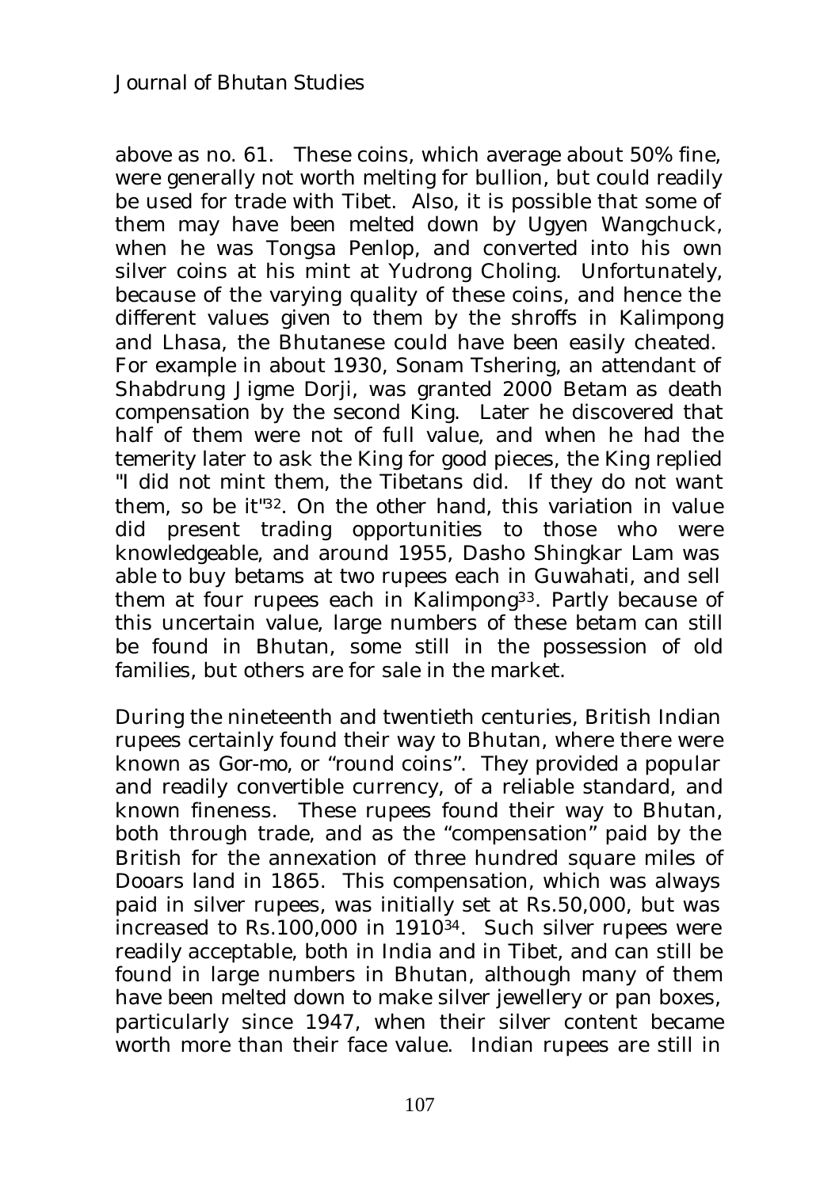above as no. 61. These coins, which average about 50% fine, were generally not worth melting for bullion, but could readily be used for trade with Tibet. Also, it is possible that some of them may have been melted down by Ugyen Wangchuck, when he was Tongsa Penlop, and converted into his own silver coins at his mint at Yudrong Choling. Unfortunately, because of the varying quality of these coins, and hence the different values given to them by the shroffs in Kalimpong and Lhasa, the Bhutanese could have been easily cheated. For example in about 1930, Sonam Tshering, an attendant of Shabdrung Jigme Dorji, was granted 2000 *Betam* as death compensation by the second King. Later he discovered that half of them were not of full value, and when he had the temerity later to ask the King for good pieces, the King replied "I did not mint them, the Tibetans did. If they do not want them, so be it"[32]. On the other hand, this variation in value did present trading opportunities to those who were knowledgeable, and around 1955, Dasho Shingkar Lam was able to buy betams at two rupees each in Guwahati, and sell them at four rupees each in Kalimpong[33]. Partly because of this uncertain value, large numbers of these betam can still be found in Bhutan, some still in the possession of old families, but others are for sale in the market.

During the nineteenth and twentieth centuries, British Indian rupees certainly found their way to Bhutan, where there were known as *Gor-mo*, or "round coins". They provided a popular and readily convertible currency, of a reliable standard, and known fineness. These rupees found their way to Bhutan, both through trade, and as the "compensation" paid by the British for the annexation of three hundred square miles of Dooars land in 1865. This compensation, which was always paid in silver rupees, was initially set at Rs.50,000, but was increased to Rs.100,000 in 1910[34]. Such silver rupees were readily acceptable, both in India and in Tibet, and can still be found in large numbers in Bhutan, although many of them have been melted down to make silver jewellery or pan boxes, particularly since 1947, when their silver content became worth more than their face value. Indian rupees are still in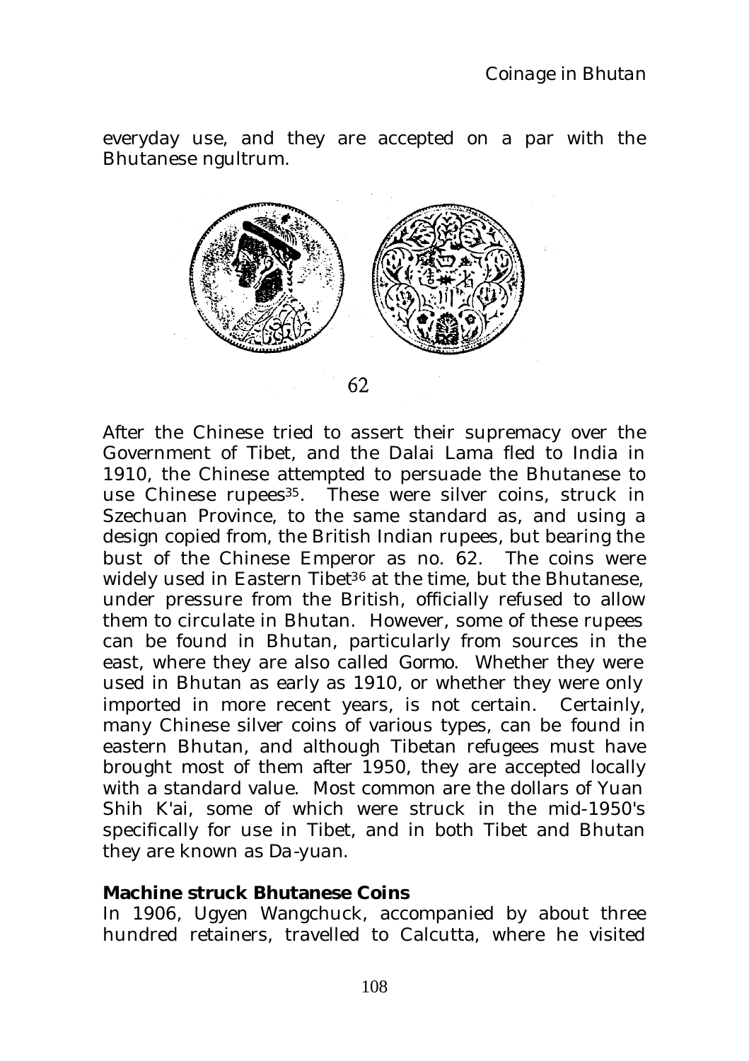everyday use, and they are accepted on a par with the Bhutanese ngultrum.

62

After the Chinese tried to assert their supremacy over the Government of Tibet, and the Dalai Lama fled to India in 1910, the Chinese attempted to persuade the Bhutanese to use Chinese rupees[35]. These were silver coins, struck in Szechuan Province, to the same standard as, and using a design copied from, the British Indian rupees, but bearing the bust of the Chinese Emperor as no. 62. The coins were widely used in Eastern Tibet[36] at the time, but the Bhutanese, under pressure from the British, officially refused to allow them to circulate in Bhutan. However, some of these rupees can be found in Bhutan, particularly from sources in the east, where they are also called Gormo. Whether they were used in Bhutan as early as 1910, or whether they were only imported in more recent years, is not certain. Certainly, many Chinese silver coins of various types, can be found in eastern Bhutan, and although Tibetan refugees must have brought most of them after 1950, they are accepted locally with a standard value. Most common are the dollars of Yuan Shih K'ai, some of which were struck in the mid-1950's specifically for use in Tibet, and in both Tibet and Bhutan they are known as Da-yuan.

**Machine struck Bhutanese Coins**

In 1906, Ugyen Wangchuck, accompanied by about three hundred retainers, travelled to Calcutta, where he visited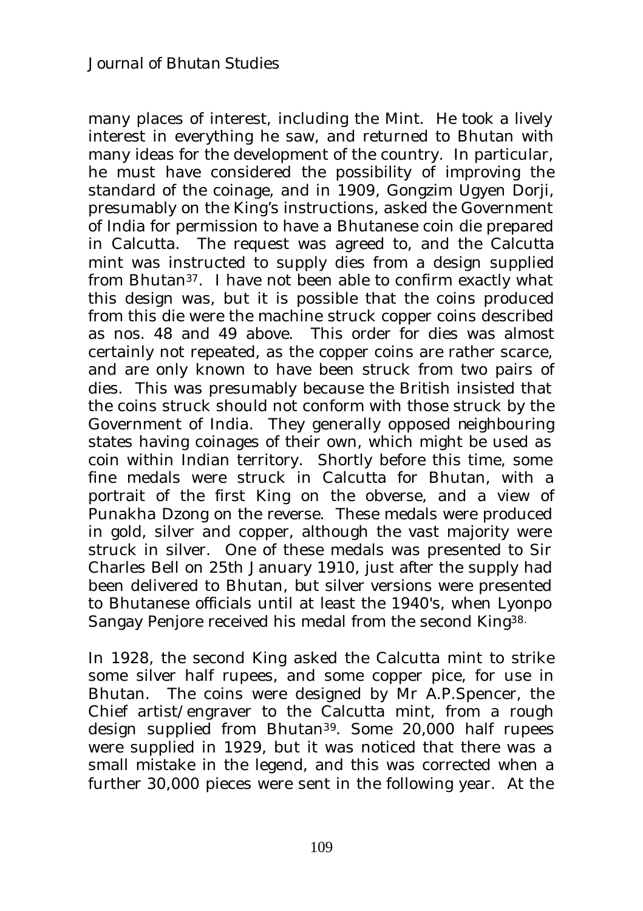many places of interest, including the Mint. He took a lively interest in everything he saw, and returned to Bhutan with many ideas for the development of the country. In particular, he must have considered the possibility of improving the standard of the coinage, and in 1909, Gongzim Ugyen Dorji, presumably on the King's instructions, asked the Government of India for permission to have a Bhutanese coin die prepared in Calcutta. The request was agreed to, and the Calcutta mint was instructed to supply dies from a design supplied from Bhutan[37]. I have not been able to confirm exactly what this design was, but it is possible that the coins produced from this die were the machine struck copper coins described as nos. 48 and 49 above. This order for dies was almost certainly not repeated, as the copper coins are rather scarce, and are only known to have been struck from two pairs of dies. This was presumably because the British insisted that the coins struck should not conform with those struck by the Government of India. They generally opposed neighbouring states having coinages of their own, which might be used as coin within Indian territory. Shortly before this time, some fine medals were struck in Calcutta for Bhutan, with a portrait of the first King on the obverse, and a view of Punakha Dzong on the reverse. These medals were produced in gold, silver and copper, although the vast majority were struck in silver. One of these medals was presented to Sir Charles Bell on 25th January 1910, just after the supply had been delivered to Bhutan, but silver versions were presented to Bhutanese officials until at least the 1940's, when Lyonpo Sangay Penjore received his medal from the second King[38].

In 1928, the second King asked the Calcutta mint to strike some silver half rupees, and some copper pice, for use in Bhutan. The coins were designed by Mr A.P.Spencer, the Chief artist/engraver to the Calcutta mint, from a rough design supplied from Bhutan[39]. Some 20,000 half rupees were supplied in 1929, but it was noticed that there was a small mistake in the legend, and this was corrected when a further 30,000 pieces were sent in the following year. At the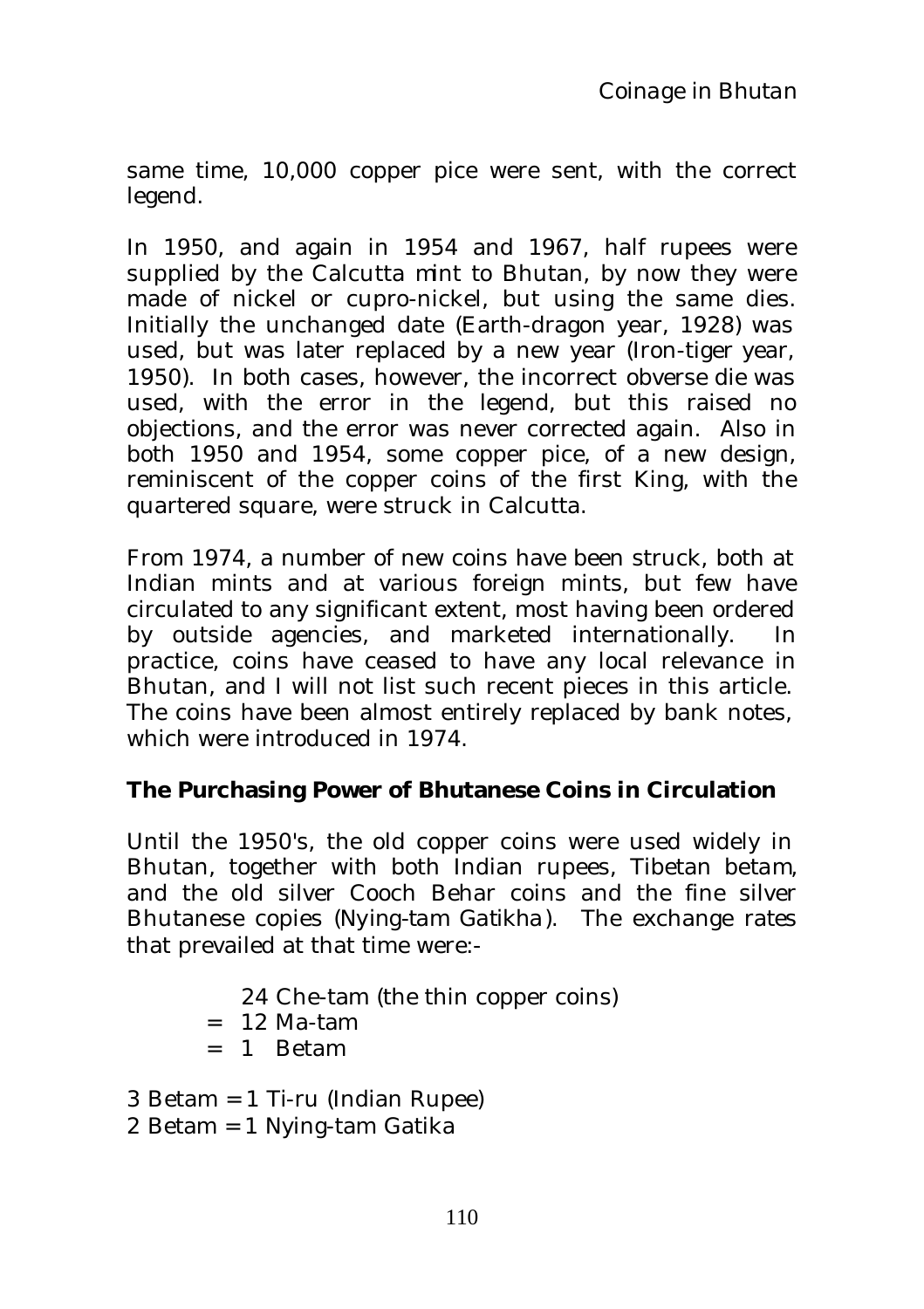same time, 10,000 copper pice were sent, with the correct legend.

In 1950, and again in 1954 and 1967, half rupees were supplied by the Calcutta mint to Bhutan, by now they were made of nickel or cupro-nickel, but using the same dies. Initially the unchanged date (Earth-dragon year, 1928) was used, but was later replaced by a new year (Iron-tiger year, 1950). In both cases, however, the incorrect obverse die was used, with the error in the legend, but this raised no objections, and the error was never corrected again. Also in both 1950 and 1954, some copper pice, of a new design, reminiscent of the copper coins of the first King, with the quartered square, were struck in Calcutta.

From 1974, a number of new coins have been struck, both at Indian mints and at various foreign mints, but few have circulated to any significant extent, most having been ordered by outside agencies, and marketed internationally. In practice, coins have ceased to have any local relevance in Bhutan, and I will not list such recent pieces in this article. The coins have been almost entirely replaced by bank notes, which were introduced in 1974.

**The Purchasing Power of Bhutanese Coins in Circulation**

Until the 1950's, the old copper coins were used widely in Bhutan, together with both Indian rupees, Tibetan betam, and the old silver Cooch Behar coins and the fine silver Bhutanese copies (Nying-tam Gatikha). The exchange rates that prevailed at that time were:-

  24 Che-tam (the thin copper coins)
= 12 Ma-tam
= 1 Betam

3 Betam = 1 Ti-ru (Indian Rupee)
2 Betam = 1 Nying-tam Gatika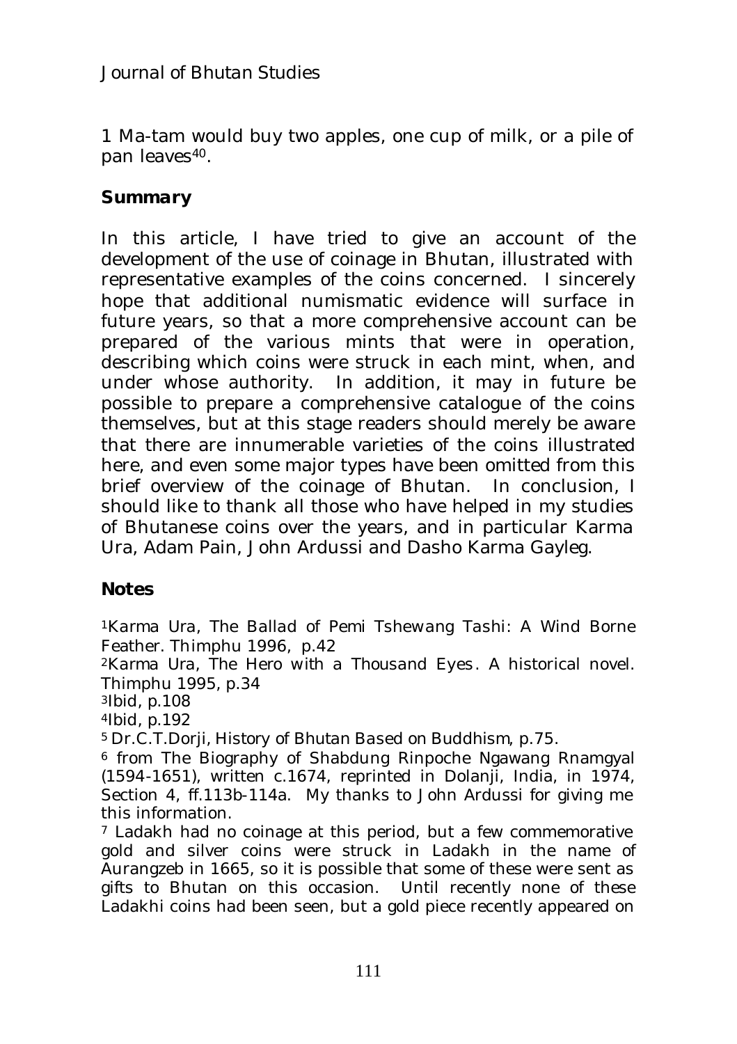1 Ma-tam would buy two apples, one cup of milk, or a pile of pan leaves[40].

## Summary

In this article, I have tried to give an account of the development of the use of coinage in Bhutan, illustrated with representative examples of the coins concerned. I sincerely hope that additional numismatic evidence will surface in future years, so that a more comprehensive account can be prepared of the various mints that were in operation, describing which coins were struck in each mint, when, and under whose authority. In addition, it may in future be possible to prepare a comprehensive catalogue of the coins themselves, but at this stage readers should merely be aware that there are innumerable varieties of the coins illustrated here, and even some major types have been omitted from this brief overview of the coinage of Bhutan. In conclusion, I should like to thank all those who have helped in my studies of Bhutanese coins over the years, and in particular Karma Ura, Adam Pain, John Ardussi and Dasho Karma Gayleg.

## Notes

[1]Karma Ura, *The Ballad of Pemi Tshewang Tashi: A Wind Borne Feather*. Thimphu 1996, p.42

[2]Karma Ura, *The Hero with a Thousand Eyes*. A historical novel. Thimphu 1995, p.34

[3]Ibid, p.108

[4]Ibid, p.192

[5] Dr.C.T.Dorji, *History of Bhutan Based on Buddhism*, p.75.

[6] from The Biography of Shabdung Rinpoche Ngawang Rnamgyal (1594-1651), written c.1674, reprinted in Dolanji, India, in 1974, Section 4, ff.113b-114a. My thanks to John Ardussi for giving me this information.

[7] Ladakh had no coinage at this period, but a few commemorative gold and silver coins were struck in Ladakh in the name of Aurangzeb in 1665, so it is possible that some of these were sent as gifts to Bhutan on this occasion. Until recently none of these Ladakhi coins had been seen, but a gold piece recently appeared on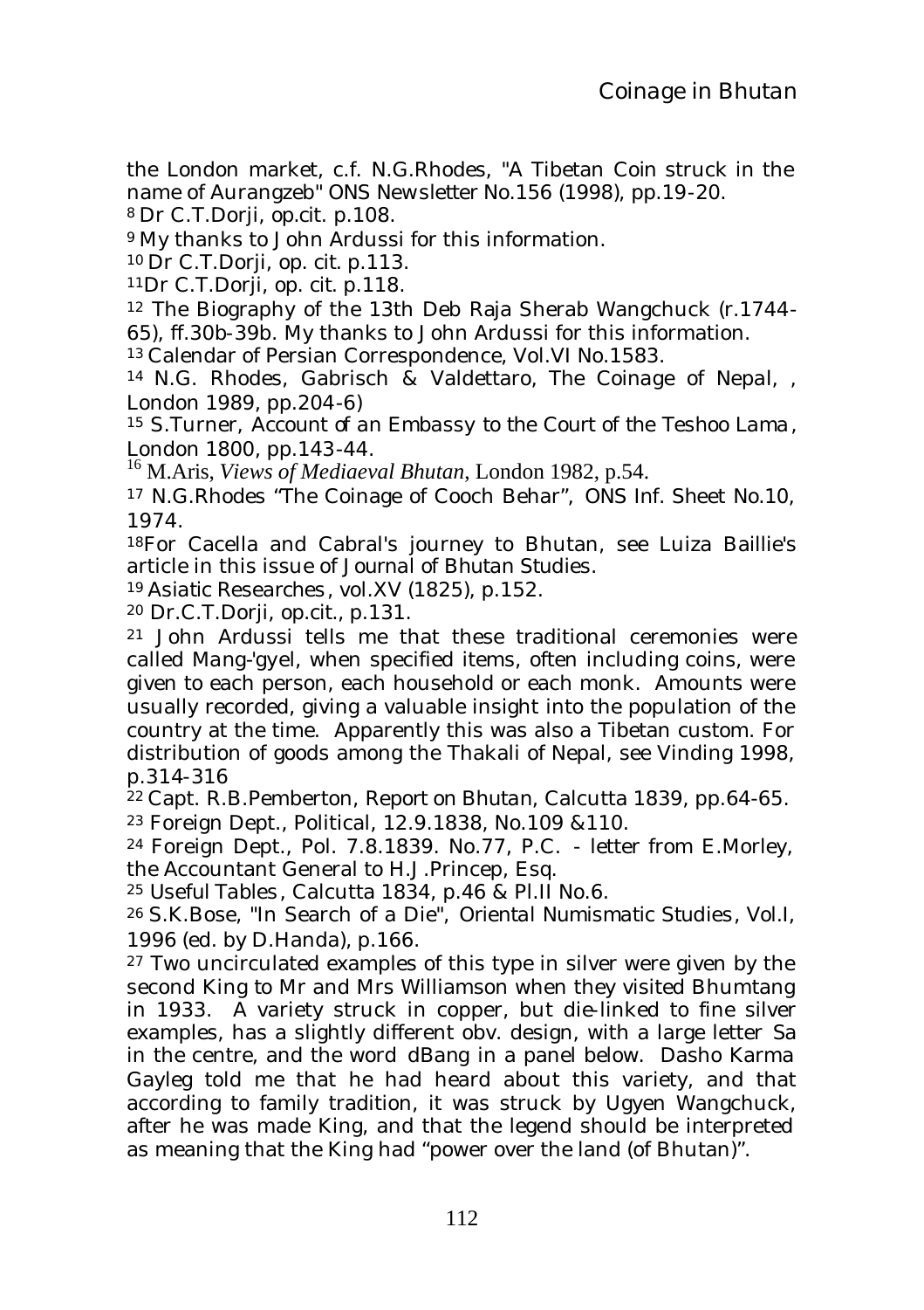the London market, c.f. N.G.Rhodes, "A Tibetan Coin struck in the name of Aurangzeb" ONS Newsletter No.156 (1998), pp.19-20.

[8] Dr C.T.Dorji, op.cit. p.108.

[9] My thanks to John Ardussi for this information.

[10] Dr C.T.Dorji, op. cit. p.113.

[11] Dr C.T.Dorji, op. cit. p.118.

[12] The Biography of the 13th Deb Raja Sherab Wangchuck (r.1744-65), ff.30b-39b. My thanks to John Ardussi for this information.

[13] Calendar of Persian Correspondence, Vol.VI No.1583.

[14] N.G. Rhodes, Gabrisch & Valdettaro, The Coinage of Nepal, , London 1989, pp.204-6)

[15] S.Turner, *Account of an Embassy to the Court of the Teshoo Lama*, London 1800, pp.143-44.

[16] M.Aris, *Views of Mediaeval Bhutan*, London 1982, p.54.

[17] N.G.Rhodes "The Coinage of Cooch Behar", ONS Inf. Sheet No.10, 1974.

[18] For Cacella and Cabral's journey to Bhutan, see Luiza Baillie's article in this issue of Journal of Bhutan Studies.

[19] *Asiatic Researches*, vol.XV (1825), p.152.

[20] Dr.C.T.Dorji, op.cit., p.131.

[21] John Ardussi tells me that these traditional ceremonies were called *Mang-'gyel*, when specified items, often including coins, were given to each person, each household or each monk. Amounts were usually recorded, giving a valuable insight into the population of the country at the time. Apparently this was also a Tibetan custom. For distribution of goods among the Thakali of Nepal, see Vinding 1998, p.314-316

[22] Capt. R.B.Pemberton, Report on Bhutan, Calcutta 1839, pp.64-65.

[23] Foreign Dept., Political, 12.9.1838, No.109 &110.

[24] Foreign Dept., Pol. 7.8.1839. No.77, P.C. - letter from E.Morley, the Accountant General to H.J.Princep, Esq.

[25] *Useful Tables*, Calcutta 1834, p.46 & Pl.II No.6.

[26] S.K.Bose, "In Search of a Die", *Oriental Numismatic Studies*, Vol.I, 1996 (ed. by D.Handa), p.166.

[27] Two uncirculated examples of this type in silver were given by the second King to Mr and Mrs Williamson when they visited Bhumtang in 1933. A variety struck in copper, but die-linked to fine silver examples, has a slightly different obv. design, with a large letter Sa in the centre, and the word dBang in a panel below. Dasho Karma Gayleg told me that he had heard about this variety, and that according to family tradition, it was struck by Ugyen Wangchuck, after he was made King, and that the legend should be interpreted as meaning that the King had "power over the land (of Bhutan)".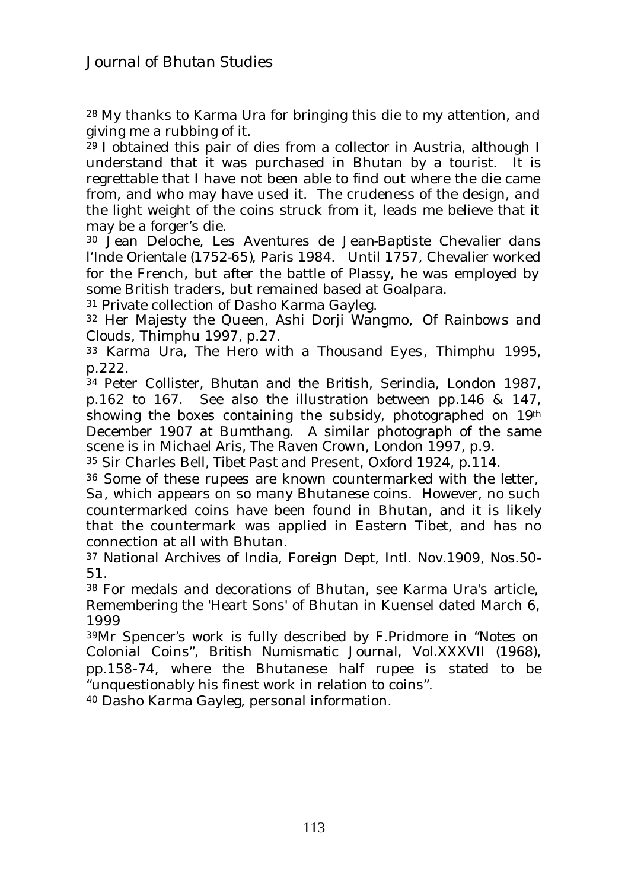[28] My thanks to Karma Ura for bringing this die to my attention, and giving me a rubbing of it.

[29] I obtained this pair of dies from a collector in Austria, although I understand that it was purchased in Bhutan by a tourist. It is regrettable that I have not been able to find out where the die came from, and who may have used it. The crudeness of the design, and the light weight of the coins struck from it, leads me believe that it may be a forger's die.

[30] Jean Deloche, *Les Aventures de Jean-Baptiste Chevalier dans l'Inde Orientale (1752-65)*, Paris 1984. Until 1757, Chevalier worked for the French, but after the battle of Plassy, he was employed by some British traders, but remained based at Goalpara.

[31] Private collection of Dasho Karma Gayleg.

[32] Her Majesty the Queen, Ashi Dorji Wangmo, *Of Rainbows and Clouds*, Thimphu 1997, p.27.

[33] Karma Ura, *The Hero with a Thousand Eyes*, Thimphu 1995, p.222.

[34] Peter Collister, *Bhutan and the British*, Serindia, London 1987, p.162 to 167. See also the illustration between pp.146 & 147, showing the boxes containing the subsidy, photographed on 19th December 1907 at Bumthang. A similar photograph of the same scene is in Michael Aris, *The Raven Crown*, London 1997, p.9.

[35] Sir Charles Bell, *Tibet Past and Present*, Oxford 1924, p.114.

[36] Some of these rupees are known countermarked with the letter, Sa, which appears on so many Bhutanese coins. However, no such countermarked coins have been found in Bhutan, and it is likely that the countermark was applied in Eastern Tibet, and has no connection at all with Bhutan.

[37] National Archives of India, Foreign Dept, Intl. Nov.1909, Nos.50-51.

[38] For medals and decorations of Bhutan, see Karma Ura's article, Remembering the 'Heart Sons' of Bhutan in Kuensel dated March 6, 1999

[39] Mr Spencer's work is fully described by F.Pridmore in "Notes on Colonial Coins", British Numismatic Journal, Vol.XXXVII (1968), pp.158-74, where the Bhutanese half rupee is stated to be "unquestionably his finest work in relation to coins".

[40] Dasho Karma Gayleg, personal information.